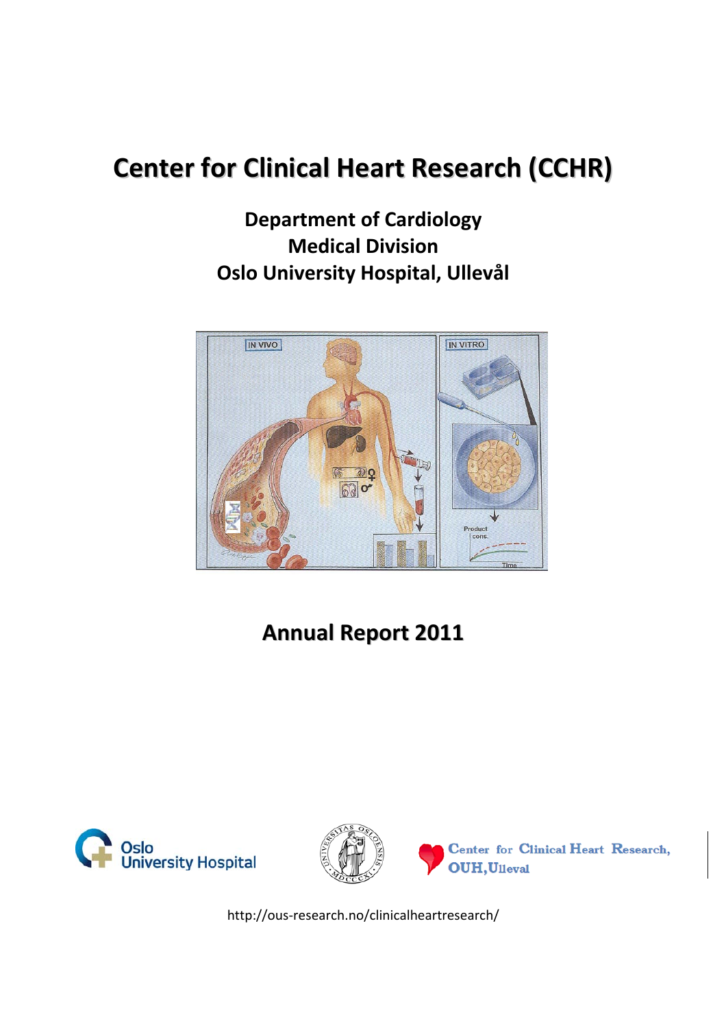# Center for Clinical Heart Research (CCHR)

## Department of Cardiology
## Medical Division
## Oslo University Hospital, Ullevål

## Annual Report 2011

http://ous-research.no/clinicalheartresearch/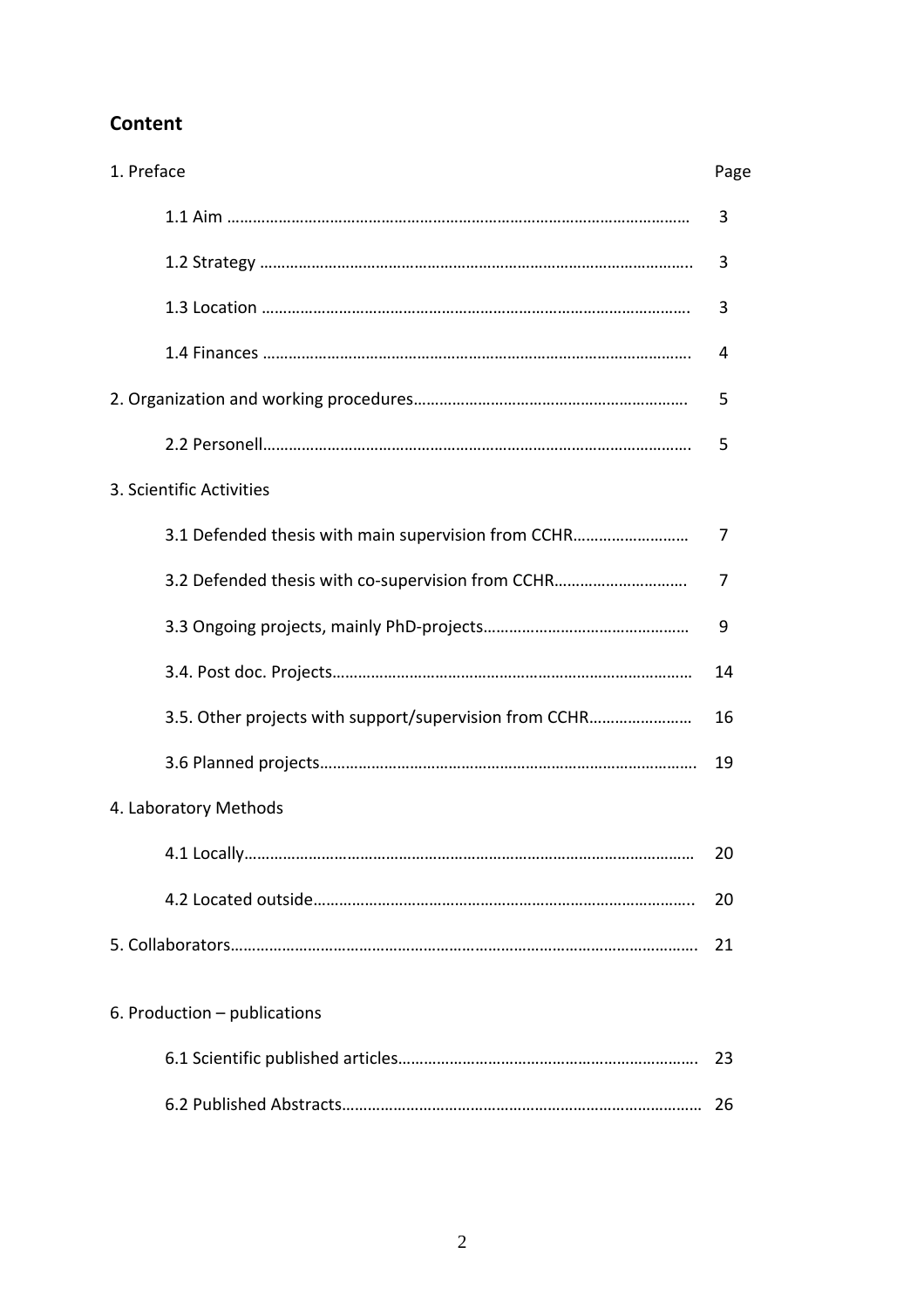## Content

| 1. Preface | Page |
|---|---|
| 1.1 Aim ……………………………………………………………………………………… | 3 |
| 1.2 Strategy ……………………………………………………………………………….. | 3 |
| 1.3 Location ………………………………………………………………………………. | 3 |
| 1.4 Finances ………………………………………………………………………………. | 4 |
| 2. Organization and working procedures……………………………………………………. | 5 |
| 2.2 Personell………………………………………………………………………………. | 5 |
| 3. Scientific Activities | |
| 3.1 Defended thesis with main supervision from CCHR……………………… | 7 |
| 3.2 Defended thesis with co-supervision from CCHR…………………………. | 7 |
| 3.3 Ongoing projects, mainly PhD-projects………………………………………… | 9 |
| 3.4. Post doc. Projects………………………………………………………………… | 14 |
| 3.5. Other projects with support/supervision from CCHR…………………… | 16 |
| 3.6 Planned projects…………………………………………………………………. | 19 |
| 4. Laboratory Methods | |
| 4.1 Locally…………………………………………………………………………………… | 20 |
| 4.2 Located outside…………………………………………………………………….. | 20 |
| 5. Collaborators……………………………………………………………………………………. | 21 |
| 6. Production – publications | |
| 6.1 Scientific published articles……………………………………………………… | 23 |
| 6.2 Published Abstracts………………………………………………………………… | 26 |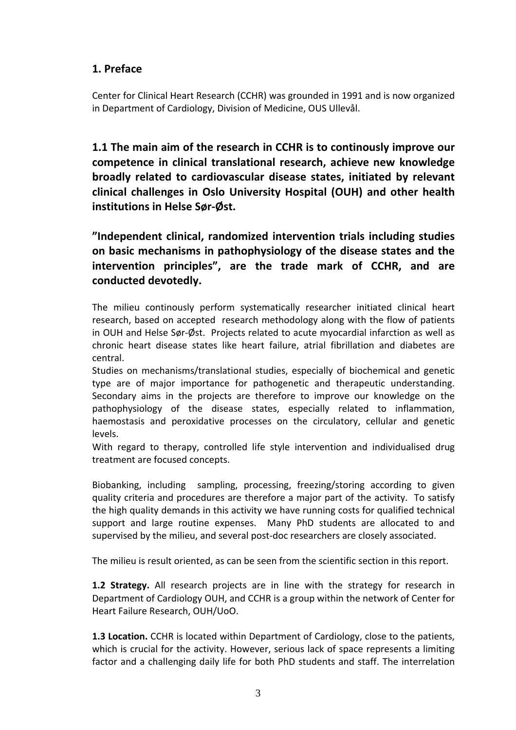## 1. Preface

Center for Clinical Heart Research (CCHR) was grounded in 1991 and is now organized in Department of Cardiology, Division of Medicine, OUS Ullevål.

### 1.1 The main aim of the research in CCHR is to continously improve our competence in clinical translational research, achieve new knowledge broadly related to cardiovascular disease states, initiated by relevant clinical challenges in Oslo University Hospital (OUH) and other health institutions in Helse Sør-Øst.

**”Independent clinical, randomized intervention trials including studies on basic mechanisms in pathophysiology of the disease states and the intervention principles”, are the trade mark of CCHR, and are conducted devotedly.**

The milieu continously perform systematically researcher initiated clinical heart research, based on accepted research methodology along with the flow of patients in OUH and Helse Sør-Øst. Projects related to acute myocardial infarction as well as chronic heart disease states like heart failure, atrial fibrillation and diabetes are central.
Studies on mechanisms/translational studies, especially of biochemical and genetic type are of major importance for pathogenetic and therapeutic understanding. Secondary aims in the projects are therefore to improve our knowledge on the pathophysiology of the disease states, especially related to inflammation, haemostasis and peroxidative processes on the circulatory, cellular and genetic levels.
With regard to therapy, controlled life style intervention and individualised drug treatment are focused concepts.

Biobanking, including sampling, processing, freezing/storing according to given quality criteria and procedures are therefore a major part of the activity. To satisfy the high quality demands in this activity we have running costs for qualified technical support and large routine expenses. Many PhD students are allocated to and supervised by the milieu, and several post-doc researchers are closely associated.

The milieu is result oriented, as can be seen from the scientific section in this report.

**1.2 Strategy.** All research projects are in line with the strategy for research in Department of Cardiology OUH, and CCHR is a group within the network of Center for Heart Failure Research, OUH/UoO.

**1.3 Location.** CCHR is located within Department of Cardiology, close to the patients, which is crucial for the activity. However, serious lack of space represents a limiting factor and a challenging daily life for both PhD students and staff. The interrelation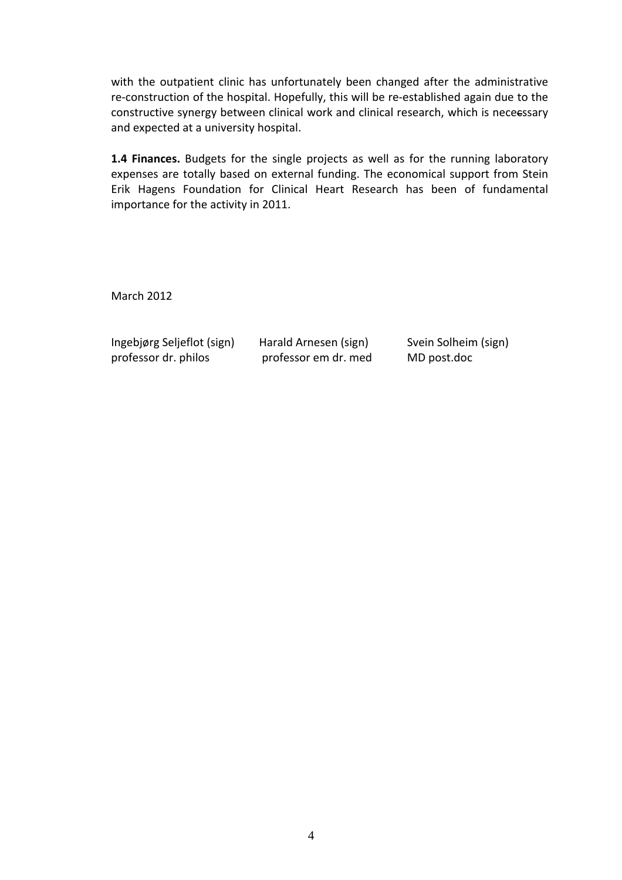with the outpatient clinic has unfortunately been changed after the administrative re-construction of the hospital. Hopefully, this will be re-established again due to the constructive synergy between clinical work and clinical research, which is nececssary and expected at a university hospital.

**1.4 Finances.** Budgets for the single projects as well as for the running laboratory expenses are totally based on external funding. The economical support from Stein Erik Hagens Foundation for Clinical Heart Research has been of fundamental importance for the activity in 2011.

March 2012

| Ingebjørg Seljeflot (sign) | Harald Arnesen (sign) | Svein Solheim (sign) |
|---|---|---|
| professor dr. philos | professor em dr. med | MD post.doc |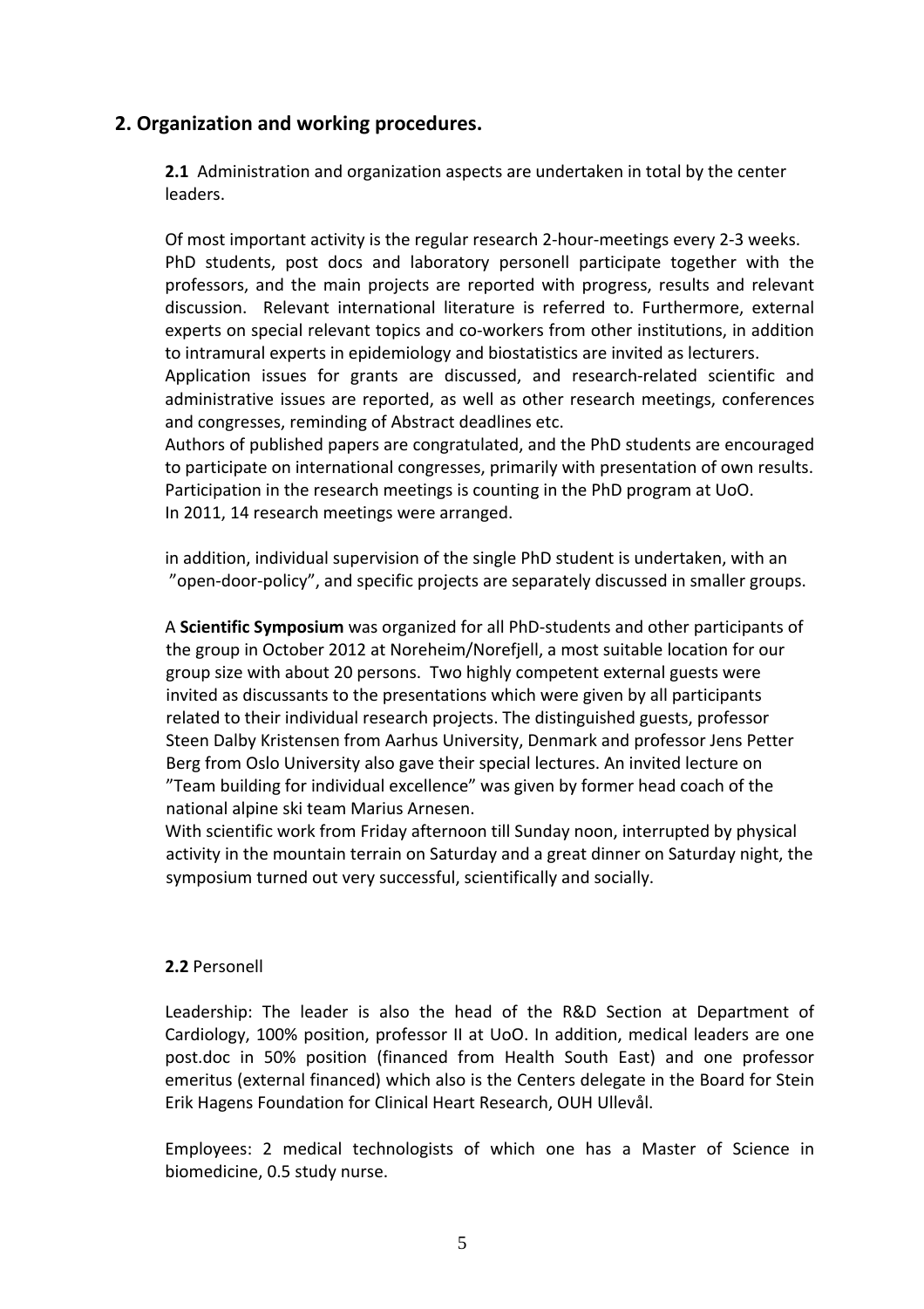## 2. Organization and working procedures.

**2.1** Administration and organization aspects are undertaken in total by the center leaders.

Of most important activity is the regular research 2-hour-meetings every 2-3 weeks. PhD students, post docs and laboratory personell participate together with the professors, and the main projects are reported with progress, results and relevant discussion. Relevant international literature is referred to. Furthermore, external experts on special relevant topics and co-workers from other institutions, in addition to intramural experts in epidemiology and biostatistics are invited as lecturers. Application issues for grants are discussed, and research-related scientific and administrative issues are reported, as well as other research meetings, conferences and congresses, reminding of Abstract deadlines etc.
Authors of published papers are congratulated, and the PhD students are encouraged to participate on international congresses, primarily with presentation of own results. Participation in the research meetings is counting in the PhD program at UoO.
In 2011, 14 research meetings were arranged.

in addition, individual supervision of the single PhD student is undertaken, with an "open-door-policy", and specific projects are separately discussed in smaller groups.

A **Scientific Symposium** was organized for all PhD-students and other participants of the group in October 2012 at Noreheim/Norefjell, a most suitable location for our group size with about 20 persons. Two highly competent external guests were invited as discussants to the presentations which were given by all participants related to their individual research projects. The distinguished guests, professor Steen Dalby Kristensen from Aarhus University, Denmark and professor Jens Petter Berg from Oslo University also gave their special lectures. An invited lecture on "Team building for individual excellence" was given by former head coach of the national alpine ski team Marius Arnesen.
With scientific work from Friday afternoon till Sunday noon, interrupted by physical activity in the mountain terrain on Saturday and a great dinner on Saturday night, the symposium turned out very successful, scientifically and socially.

**2.2** Personell

Leadership: The leader is also the head of the R&D Section at Department of Cardiology, 100% position, professor II at UoO. In addition, medical leaders are one post.doc in 50% position (financed from Health South East) and one professor emeritus (external financed) which also is the Centers delegate in the Board for Stein Erik Hagens Foundation for Clinical Heart Research, OUH Ullevål.

Employees: 2 medical technologists of which one has a Master of Science in biomedicine, 0.5 study nurse.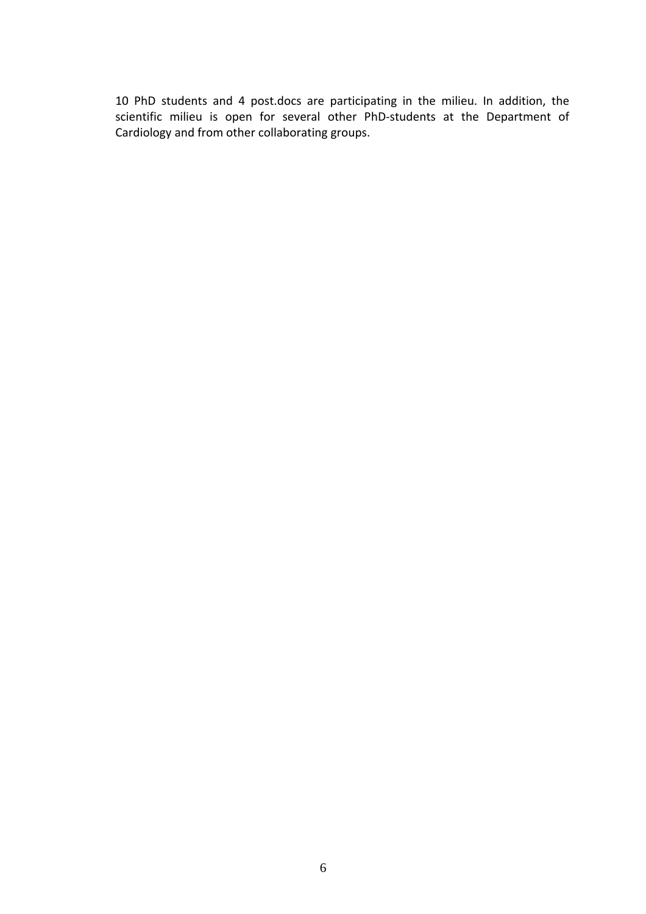10 PhD students and 4 post.docs are participating in the milieu. In addition, the scientific milieu is open for several other PhD-students at the Department of Cardiology and from other collaborating groups.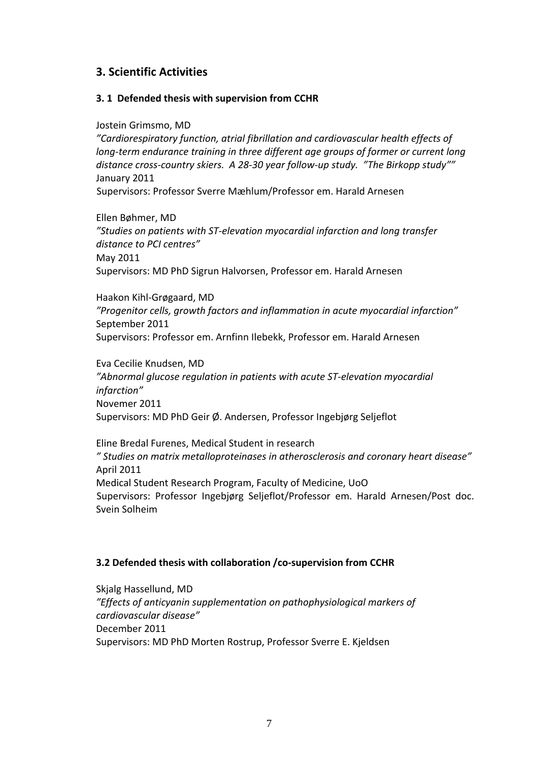## 3. Scientific Activities

### 3. 1 Defended thesis with supervision from CCHR

Jostein Grimsmo, MD
*"Cardiorespiratory function, atrial fibrillation and cardiovascular health effects of long-term endurance training in three different age groups of former or current long distance cross-country skiers. A 28-30 year follow-up study. "The Birkopp study""*
January 2011
Supervisors: Professor Sverre Mæhlum/Professor em. Harald Arnesen

Ellen Bøhmer, MD
*"Studies on patients with ST-elevation myocardial infarction and long transfer distance to PCI centres"*
May 2011
Supervisors: MD PhD Sigrun Halvorsen, Professor em. Harald Arnesen

Haakon Kihl-Grøgaard, MD
*"Progenitor cells, growth factors and inflammation in acute myocardial infarction"*
September 2011
Supervisors: Professor em. Arnfinn Ilebekk, Professor em. Harald Arnesen

Eva Cecilie Knudsen, MD
*"Abnormal glucose regulation in patients with acute ST-elevation myocardial infarction"*
Novemer 2011
Supervisors: MD PhD Geir Ø. Andersen, Professor Ingebjørg Seljeflot

Eline Bredal Furenes, Medical Student in research
*" Studies on matrix metalloproteinases in atherosclerosis and coronary heart disease"*
April 2011
Medical Student Research Program, Faculty of Medicine, UoO
Supervisors: Professor Ingebjørg Seljeflot/Professor em. Harald Arnesen/Post doc. Svein Solheim

### 3.2 Defended thesis with collaboration /co-supervision from CCHR

Skjalg Hassellund, MD
*"Effects of anticyanin supplementation on pathophysiological markers of cardiovascular disease"*
December 2011
Supervisors: MD PhD Morten Rostrup, Professor Sverre E. Kjeldsen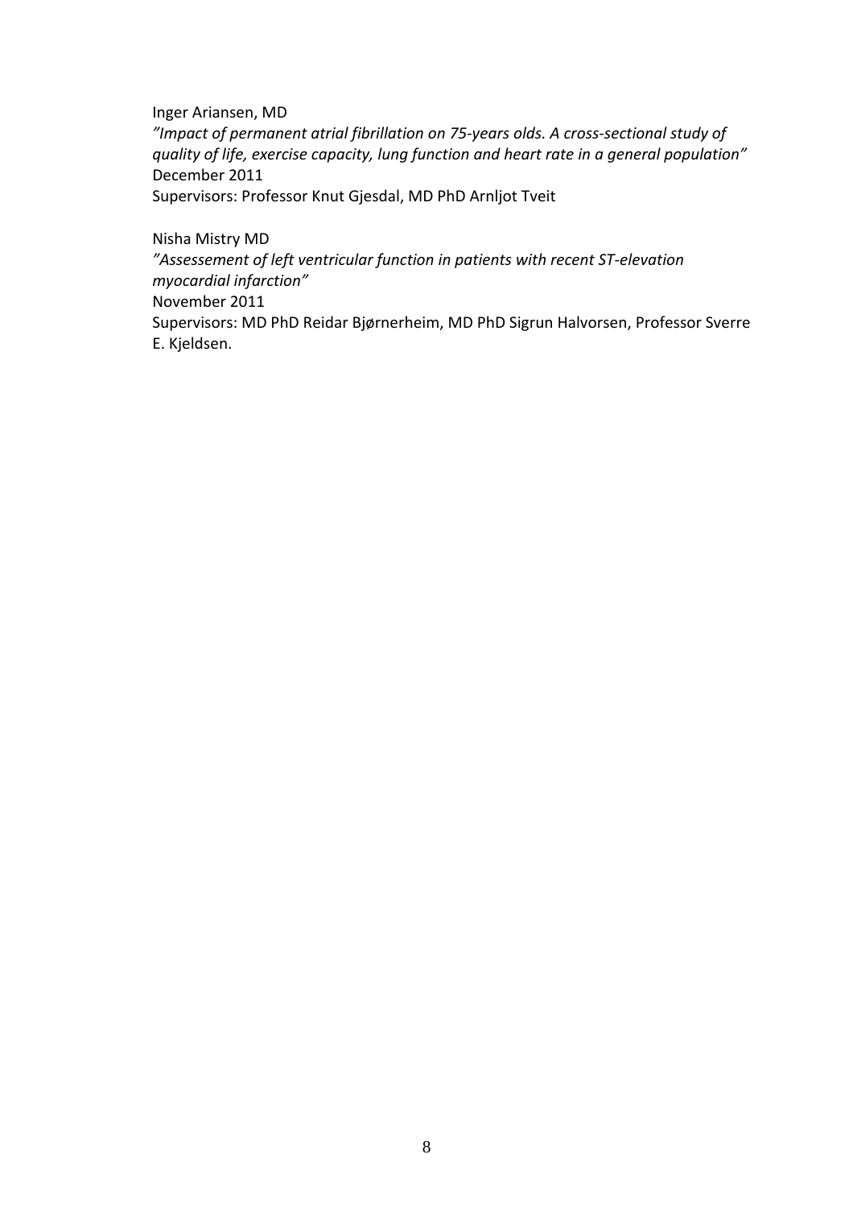Inger Ariansen, MD
*”Impact of permanent atrial fibrillation on 75-years olds. A cross-sectional study of quality of life, exercise capacity, lung function and heart rate in a general population”*
December 2011
Supervisors: Professor Knut Gjesdal, MD PhD Arnljot Tveit

Nisha Mistry MD
*”Assessement of left ventricular function in patients with recent ST-elevation myocardial infarction”*
November 2011
Supervisors: MD PhD Reidar Bjørnerheim, MD PhD Sigrun Halvorsen, Professor Sverre E. Kjeldsen.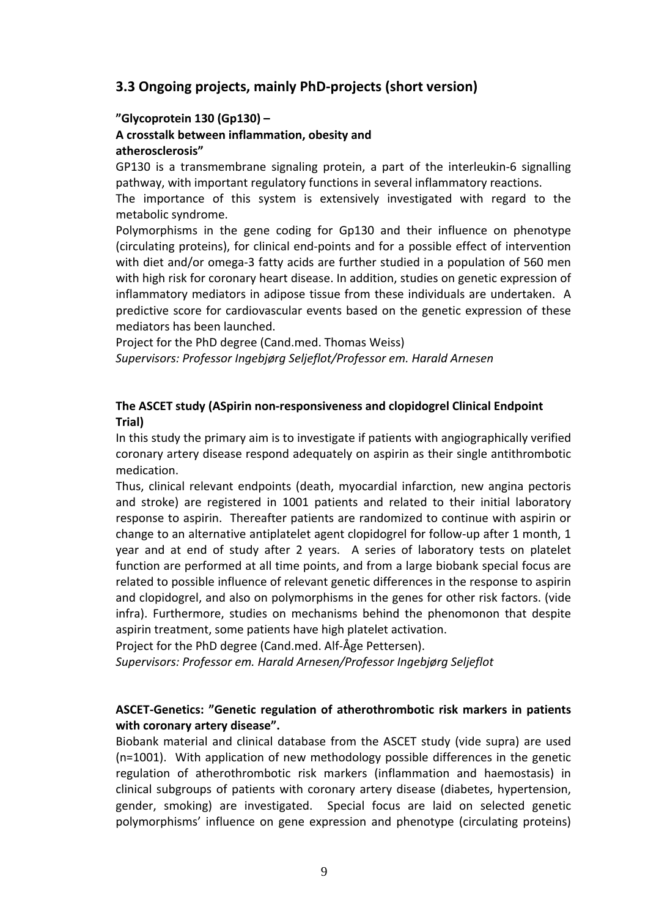## 3.3 Ongoing projects, mainly PhD-projects (short version)

**"Glycoprotein 130 (Gp130) –**
**A crosstalk between inflammation, obesity and atherosclerosis"**

GP130 is a transmembrane signaling protein, a part of the interleukin-6 signalling pathway, with important regulatory functions in several inflammatory reactions.

The importance of this system is extensively investigated with regard to the metabolic syndrome.

Polymorphisms in the gene coding for Gp130 and their influence on phenotype (circulating proteins), for clinical end-points and for a possible effect of intervention with diet and/or omega-3 fatty acids are further studied in a population of 560 men with high risk for coronary heart disease. In addition, studies on genetic expression of inflammatory mediators in adipose tissue from these individuals are undertaken. A predictive score for cardiovascular events based on the genetic expression of these mediators has been launched.

Project for the PhD degree (Cand.med. Thomas Weiss)

*Supervisors: Professor Ingebjørg Seljeflot/Professor em. Harald Arnesen*

**The ASCET study (ASpirin non-responsiveness and clopidogrel Clinical Endpoint Trial)**

In this study the primary aim is to investigate if patients with angiographically verified coronary artery disease respond adequately on aspirin as their single antithrombotic medication.

Thus, clinical relevant endpoints (death, myocardial infarction, new angina pectoris and stroke) are registered in 1001 patients and related to their initial laboratory response to aspirin. Thereafter patients are randomized to continue with aspirin or change to an alternative antiplatelet agent clopidogrel for follow-up after 1 month, 1 year and at end of study after 2 years. A series of laboratory tests on platelet function are performed at all time points, and from a large biobank special focus are related to possible influence of relevant genetic differences in the response to aspirin and clopidogrel, and also on polymorphisms in the genes for other risk factors. (vide infra). Furthermore, studies on mechanisms behind the phenomonon that despite aspirin treatment, some patients have high platelet activation.

Project for the PhD degree (Cand.med. Alf-Åge Pettersen).

*Supervisors: Professor em. Harald Arnesen/Professor Ingebjørg Seljeflot*

**ASCET-Genetics: "Genetic regulation of atherothrombotic risk markers in patients with coronary artery disease".**

Biobank material and clinical database from the ASCET study (vide supra) are used (n=1001). With application of new methodology possible differences in the genetic regulation of atherothrombotic risk markers (inflammation and haemostasis) in clinical subgroups of patients with coronary artery disease (diabetes, hypertension, gender, smoking) are investigated. Special focus are laid on selected genetic polymorphisms' influence on gene expression and phenotype (circulating proteins)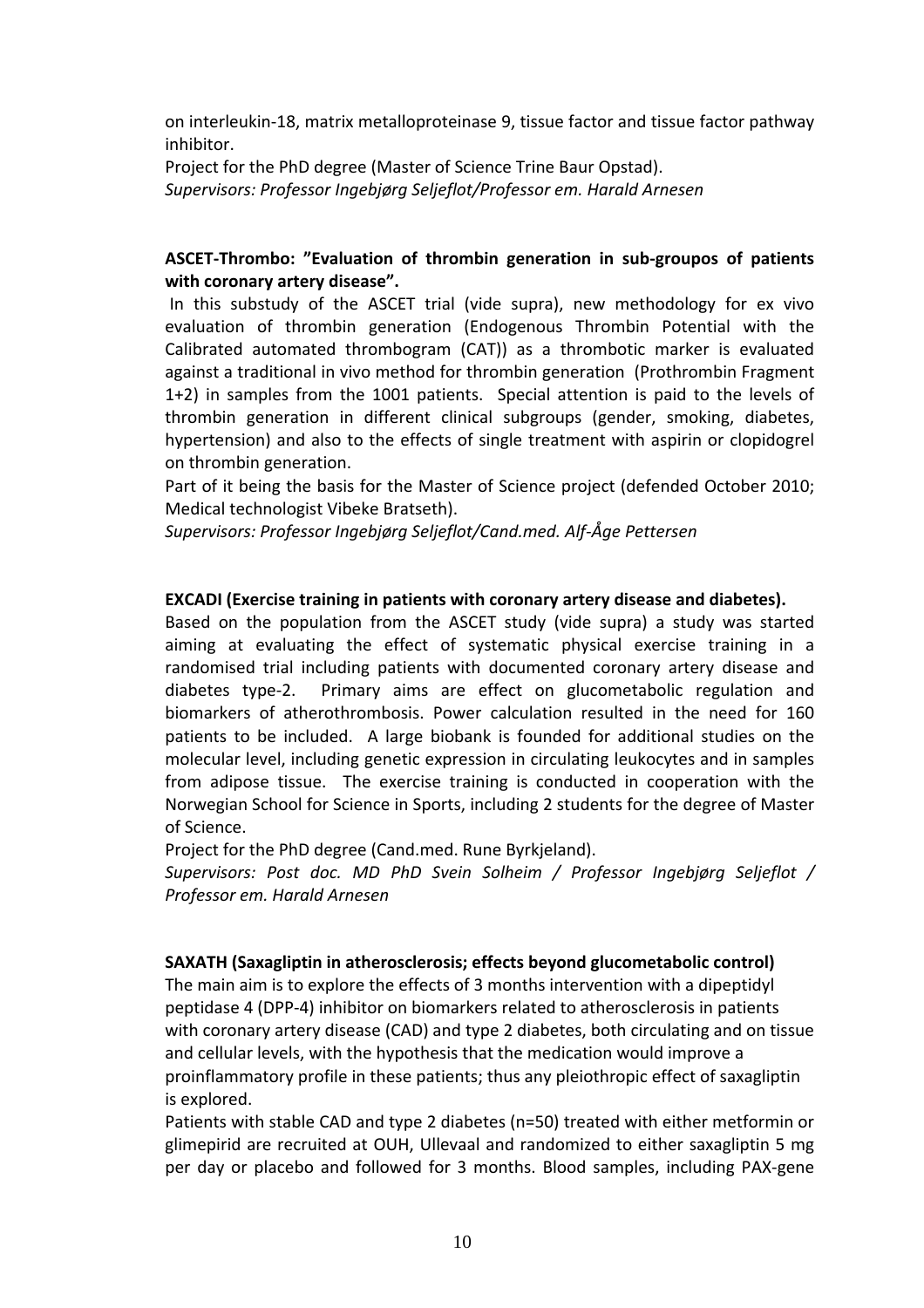on interleukin-18, matrix metalloproteinase 9, tissue factor and tissue factor pathway inhibitor.

Project for the PhD degree (Master of Science Trine Baur Opstad).

*Supervisors: Professor Ingebjørg Seljeflot/Professor em. Harald Arnesen*

**ASCET-Thrombo: "Evaluation of thrombin generation in sub-groupos of patients with coronary artery disease".**

In this substudy of the ASCET trial (vide supra), new methodology for ex vivo evaluation of thrombin generation (Endogenous Thrombin Potential with the Calibrated automated thrombogram (CAT)) as a thrombotic marker is evaluated against a traditional in vivo method for thrombin generation (Prothrombin Fragment 1+2) in samples from the 1001 patients. Special attention is paid to the levels of thrombin generation in different clinical subgroups (gender, smoking, diabetes, hypertension) and also to the effects of single treatment with aspirin or clopidogrel on thrombin generation.

Part of it being the basis for the Master of Science project (defended October 2010; Medical technologist Vibeke Bratseth).

*Supervisors: Professor Ingebjørg Seljeflot/Cand.med. Alf-Åge Pettersen*

**EXCADI (Exercise training in patients with coronary artery disease and diabetes).**

Based on the population from the ASCET study (vide supra) a study was started aiming at evaluating the effect of systematic physical exercise training in a randomised trial including patients with documented coronary artery disease and diabetes type-2. Primary aims are effect on glucometabolic regulation and biomarkers of atherothrombosis. Power calculation resulted in the need for 160 patients to be included. A large biobank is founded for additional studies on the molecular level, including genetic expression in circulating leukocytes and in samples from adipose tissue. The exercise training is conducted in cooperation with the Norwegian School for Science in Sports, including 2 students for the degree of Master of Science.

Project for the PhD degree (Cand.med. Rune Byrkjeland).

*Supervisors: Post doc. MD PhD Svein Solheim / Professor Ingebjørg Seljeflot / Professor em. Harald Arnesen*

**SAXATH (Saxagliptin in atherosclerosis; effects beyond glucometabolic control)**

The main aim is to explore the effects of 3 months intervention with a dipeptidyl peptidase 4 (DPP-4) inhibitor on biomarkers related to atherosclerosis in patients with coronary artery disease (CAD) and type 2 diabetes, both circulating and on tissue and cellular levels, with the hypothesis that the medication would improve a proinflammatory profile in these patients; thus any pleiothropic effect of saxagliptin is explored.

Patients with stable CAD and type 2 diabetes (n=50) treated with either metformin or glimepirid are recruited at OUH, Ullevaal and randomized to either saxagliptin 5 mg per day or placebo and followed for 3 months. Blood samples, including PAX-gene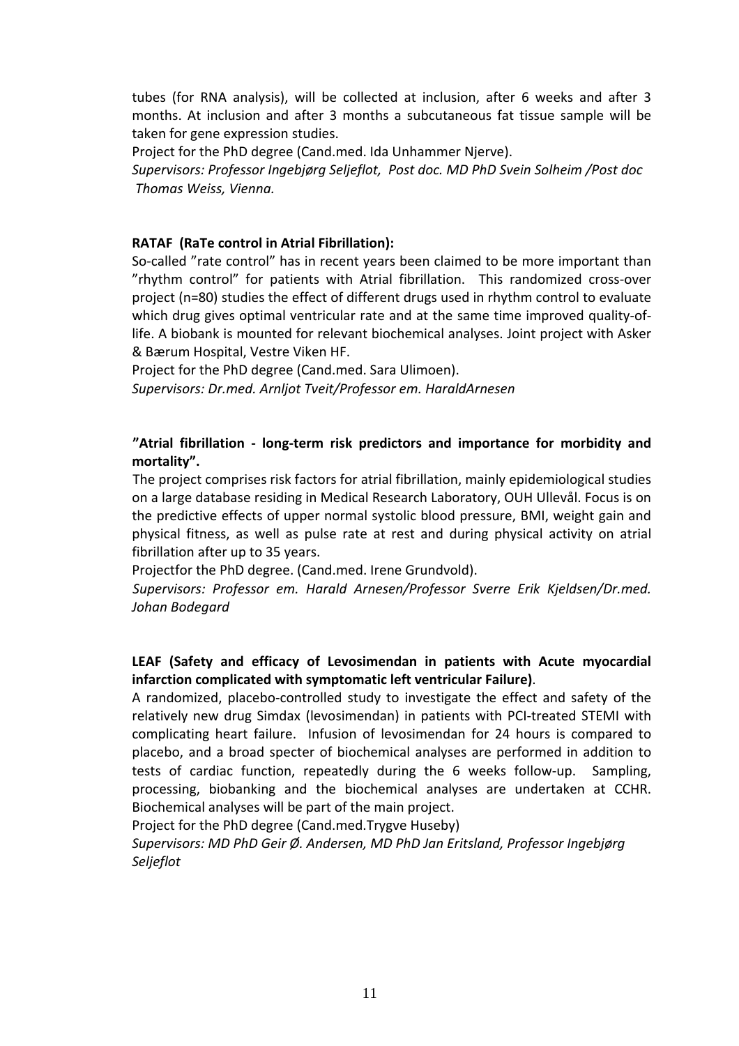tubes (for RNA analysis), will be collected at inclusion, after 6 weeks and after 3 months. At inclusion and after 3 months a subcutaneous fat tissue sample will be taken for gene expression studies.

Project for the PhD degree (Cand.med. Ida Unhammer Njerve).

*Supervisors: Professor Ingebjørg Seljeflot, Post doc. MD PhD Svein Solheim /Post doc Thomas Weiss, Vienna.*

**RATAF (RaTe control in Atrial Fibrillation):**

So-called "rate control" has in recent years been claimed to be more important than "rhythm control" for patients with Atrial fibrillation. This randomized cross-over project (n=80) studies the effect of different drugs used in rhythm control to evaluate which drug gives optimal ventricular rate and at the same time improved quality-of-life. A biobank is mounted for relevant biochemical analyses. Joint project with Asker & Bærum Hospital, Vestre Viken HF.

Project for the PhD degree (Cand.med. Sara Ulimoen).

*Supervisors: Dr.med. Arnljot Tveit/Professor em. HaraldArnesen*

**"Atrial fibrillation - long-term risk predictors and importance for morbidity and mortality".**

The project comprises risk factors for atrial fibrillation, mainly epidemiological studies on a large database residing in Medical Research Laboratory, OUH Ullevål. Focus is on the predictive effects of upper normal systolic blood pressure, BMI, weight gain and physical fitness, as well as pulse rate at rest and during physical activity on atrial fibrillation after up to 35 years.

Projectfor the PhD degree. (Cand.med. Irene Grundvold).

*Supervisors: Professor em. Harald Arnesen/Professor Sverre Erik Kjeldsen/Dr.med. Johan Bodegard*

**LEAF (Safety and efficacy of Levosimendan in patients with Acute myocardial infarction complicated with symptomatic left ventricular Failure)**.

A randomized, placebo-controlled study to investigate the effect and safety of the relatively new drug Simdax (levosimendan) in patients with PCI-treated STEMI with complicating heart failure. Infusion of levosimendan for 24 hours is compared to placebo, and a broad specter of biochemical analyses are performed in addition to tests of cardiac function, repeatedly during the 6 weeks follow-up. Sampling, processing, biobanking and the biochemical analyses are undertaken at CCHR. Biochemical analyses will be part of the main project.

Project for the PhD degree (Cand.med.Trygve Huseby)

*Supervisors: MD PhD Geir Ø. Andersen, MD PhD Jan Eritsland, Professor Ingebjørg Seljeflot*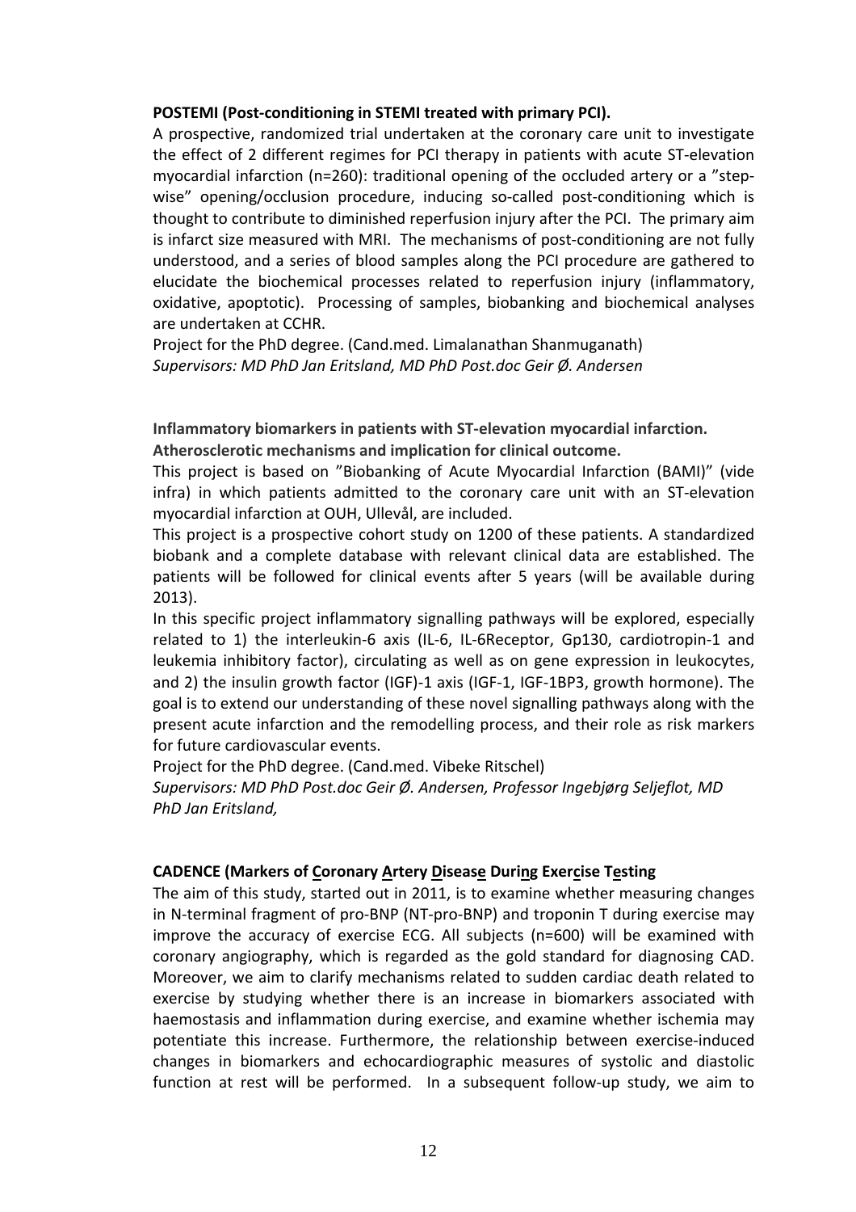**POSTEMI (Post-conditioning in STEMI treated with primary PCI).**

A prospective, randomized trial undertaken at the coronary care unit to investigate the effect of 2 different regimes for PCI therapy in patients with acute ST-elevation myocardial infarction (n=260): traditional opening of the occluded artery or a "step-wise" opening/occlusion procedure, inducing so-called post-conditioning which is thought to contribute to diminished reperfusion injury after the PCI. The primary aim is infarct size measured with MRI. The mechanisms of post-conditioning are not fully understood, and a series of blood samples along the PCI procedure are gathered to elucidate the biochemical processes related to reperfusion injury (inflammatory, oxidative, apoptotic). Processing of samples, biobanking and biochemical analyses are undertaken at CCHR.

Project for the PhD degree. (Cand.med. Limalanathan Shanmuganath)
*Supervisors: MD PhD Jan Eritsland, MD PhD Post.doc Geir Ø. Andersen*

**Inflammatory biomarkers in patients with ST-elevation myocardial infarction. Atherosclerotic mechanisms and implication for clinical outcome.**

This project is based on "Biobanking of Acute Myocardial Infarction (BAMI)" (vide infra) in which patients admitted to the coronary care unit with an ST-elevation myocardial infarction at OUH, Ullevål, are included.

This project is a prospective cohort study on 1200 of these patients. A standardized biobank and a complete database with relevant clinical data are established. The patients will be followed for clinical events after 5 years (will be available during 2013).

In this specific project inflammatory signalling pathways will be explored, especially related to 1) the interleukin-6 axis (IL-6, IL-6Receptor, Gp130, cardiotropin-1 and leukemia inhibitory factor), circulating as well as on gene expression in leukocytes, and 2) the insulin growth factor (IGF)-1 axis (IGF-1, IGF-1BP3, growth hormone). The goal is to extend our understanding of these novel signalling pathways along with the present acute infarction and the remodelling process, and their role as risk markers for future cardiovascular events.

Project for the PhD degree. (Cand.med. Vibeke Ritschel)
*Supervisors: MD PhD Post.doc Geir Ø. Andersen, Professor Ingebjørg Seljeflot, MD PhD Jan Eritsland,*

**CADENCE (Markers of Coronary Artery Disease During Exercise Testing**

The aim of this study, started out in 2011, is to examine whether measuring changes in N-terminal fragment of pro-BNP (NT-pro-BNP) and troponin T during exercise may improve the accuracy of exercise ECG. All subjects (n=600) will be examined with coronary angiography, which is regarded as the gold standard for diagnosing CAD. Moreover, we aim to clarify mechanisms related to sudden cardiac death related to exercise by studying whether there is an increase in biomarkers associated with haemostasis and inflammation during exercise, and examine whether ischemia may potentiate this increase. Furthermore, the relationship between exercise-induced changes in biomarkers and echocardiographic measures of systolic and diastolic function at rest will be performed. In a subsequent follow-up study, we aim to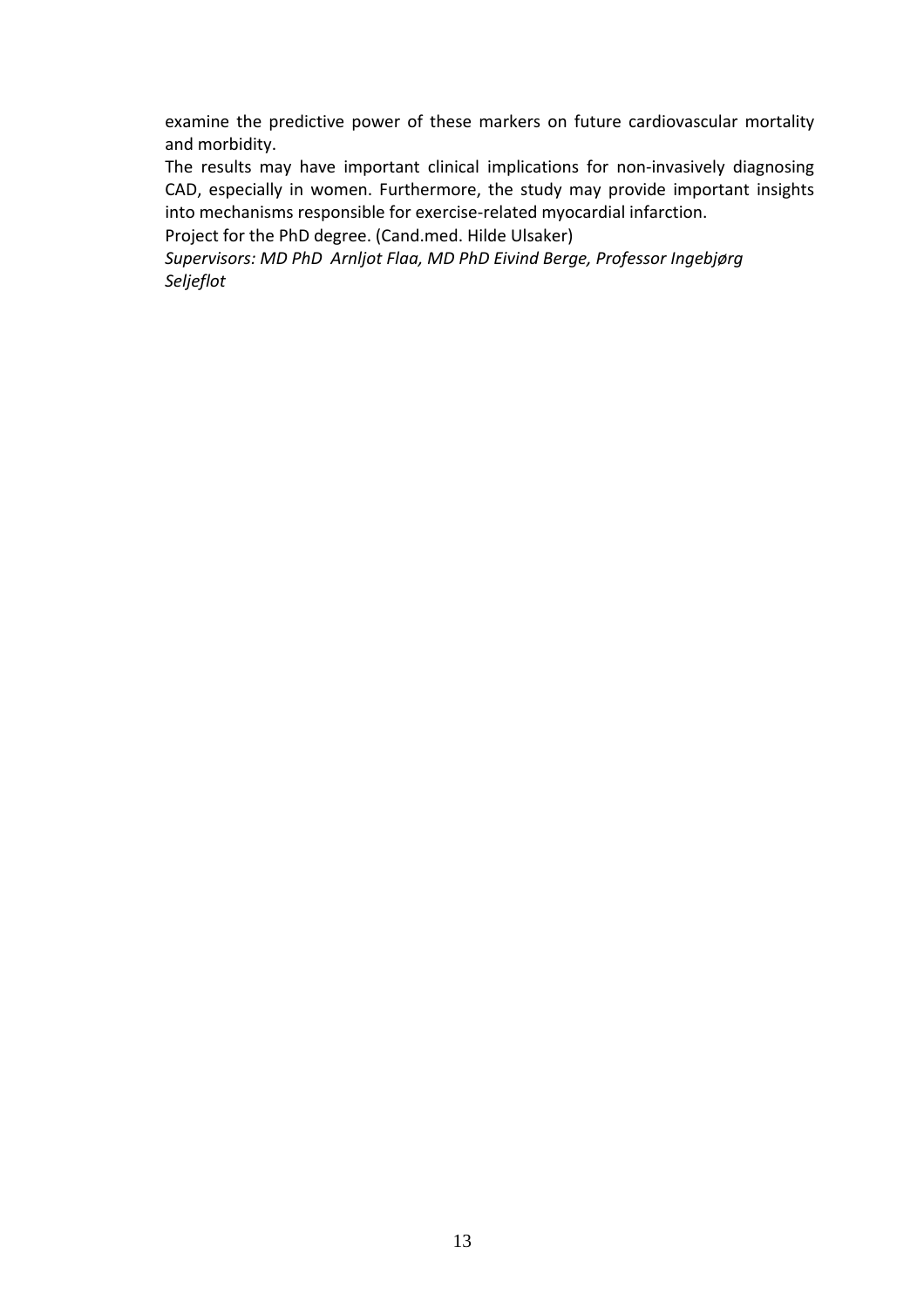examine the predictive power of these markers on future cardiovascular mortality and morbidity.

The results may have important clinical implications for non-invasively diagnosing CAD, especially in women. Furthermore, the study may provide important insights into mechanisms responsible for exercise-related myocardial infarction.

Project for the PhD degree. (Cand.med. Hilde Ulsaker)

*Supervisors: MD PhD Arnljot Flaa, MD PhD Eivind Berge, Professor Ingebjørg Seljeflot*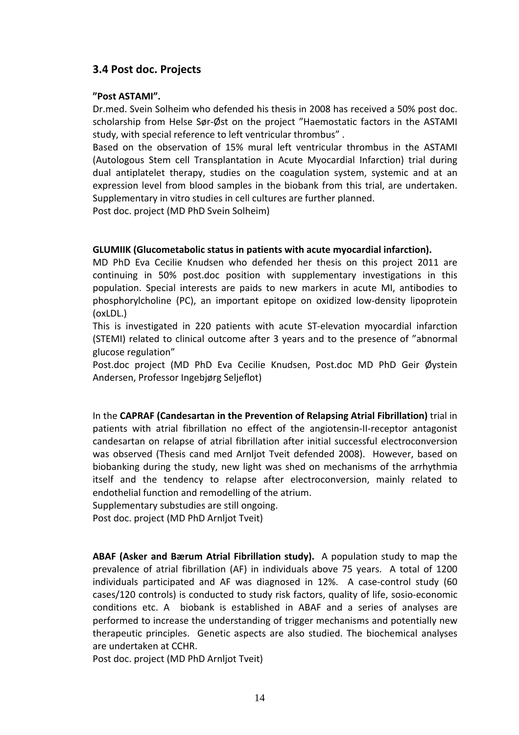## 3.4 Post doc. Projects

**"Post ASTAMI".**

Dr.med. Svein Solheim who defended his thesis in 2008 has received a 50% post doc. scholarship from Helse Sør-Øst on the project "Haemostatic factors in the ASTAMI study, with special reference to left ventricular thrombus" .

Based on the observation of 15% mural left ventricular thrombus in the ASTAMI (Autologous Stem cell Transplantation in Acute Myocardial Infarction) trial during dual antiplatelet therapy, studies on the coagulation system, systemic and at an expression level from blood samples in the biobank from this trial, are undertaken. Supplementary in vitro studies in cell cultures are further planned.

Post doc. project (MD PhD Svein Solheim)

**GLUMIIK (Glucometabolic status in patients with acute myocardial infarction).**

MD PhD Eva Cecilie Knudsen who defended her thesis on this project 2011 are continuing in 50% post.doc position with supplementary investigations in this population. Special interests are paids to new markers in acute MI, antibodies to phosphorylcholine (PC), an important epitope on oxidized low-density lipoprotein (oxLDL.)

This is investigated in 220 patients with acute ST-elevation myocardial infarction (STEMI) related to clinical outcome after 3 years and to the presence of "abnormal glucose regulation"

Post.doc project (MD PhD Eva Cecilie Knudsen, Post.doc MD PhD Geir Øystein Andersen, Professor Ingebjørg Seljeflot)

In the **CAPRAF (Candesartan in the Prevention of Relapsing Atrial Fibrillation)** trial in patients with atrial fibrillation no effect of the angiotensin-II-receptor antagonist candesartan on relapse of atrial fibrillation after initial successful electroconversion was observed (Thesis cand med Arnljot Tveit defended 2008). However, based on biobanking during the study, new light was shed on mechanisms of the arrhythmia itself and the tendency to relapse after electroconversion, mainly related to endothelial function and remodelling of the atrium.

Supplementary substudies are still ongoing.

Post doc. project (MD PhD Arnljot Tveit)

**ABAF (Asker and Bærum Atrial Fibrillation study).** A population study to map the prevalence of atrial fibrillation (AF) in individuals above 75 years. A total of 1200 individuals participated and AF was diagnosed in 12%. A case-control study (60 cases/120 controls) is conducted to study risk factors, quality of life, sosio-economic conditions etc. A biobank is established in ABAF and a series of analyses are performed to increase the understanding of trigger mechanisms and potentially new therapeutic principles. Genetic aspects are also studied. The biochemical analyses are undertaken at CCHR.

Post doc. project (MD PhD Arnljot Tveit)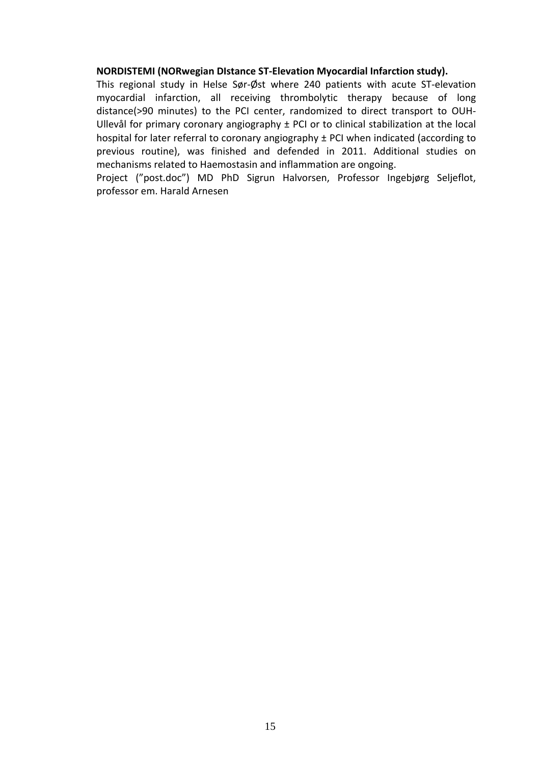**NORDISTEMI (NORwegian DIstance ST-Elevation Myocardial Infarction study).**

This regional study in Helse Sør-Øst where 240 patients with acute ST-elevation myocardial infarction, all receiving thrombolytic therapy because of long distance(>90 minutes) to the PCI center, randomized to direct transport to OUH-Ullevål for primary coronary angiography ± PCI or to clinical stabilization at the local hospital for later referral to coronary angiography ± PCI when indicated (according to previous routine), was finished and defended in 2011. Additional studies on mechanisms related to Haemostasin and inflammation are ongoing.

Project (”post.doc”) MD PhD Sigrun Halvorsen, Professor Ingebjørg Seljeflot, professor em. Harald Arnesen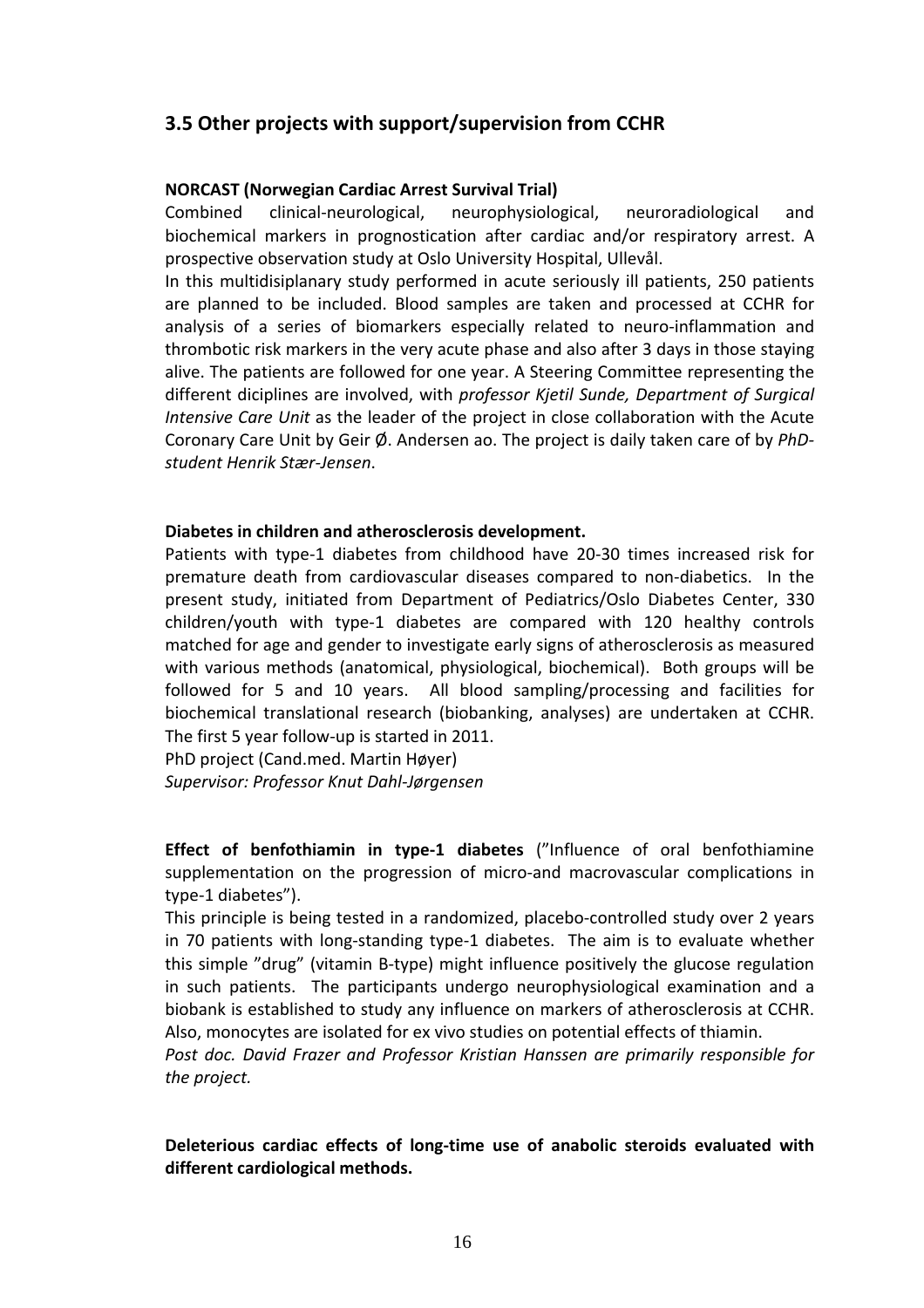## 3.5 Other projects with support/supervision from CCHR

**NORCAST (Norwegian Cardiac Arrest Survival Trial)**

Combined clinical-neurological, neurophysiological, neuroradiological and biochemical markers in prognostication after cardiac and/or respiratory arrest. A prospective observation study at Oslo University Hospital, Ullevål.

In this multidisiplanary study performed in acute seriously ill patients, 250 patients are planned to be included. Blood samples are taken and processed at CCHR for analysis of a series of biomarkers especially related to neuro-inflammation and thrombotic risk markers in the very acute phase and also after 3 days in those staying alive. The patients are followed for one year. A Steering Committee representing the different diciplines are involved, with *professor Kjetil Sunde, Department of Surgical Intensive Care Unit* as the leader of the project in close collaboration with the Acute Coronary Care Unit by Geir Ø. Andersen ao. The project is daily taken care of by *PhD-student Henrik Stær-Jensen*.

**Diabetes in children and atherosclerosis development.**

Patients with type-1 diabetes from childhood have 20-30 times increased risk for premature death from cardiovascular diseases compared to non-diabetics. In the present study, initiated from Department of Pediatrics/Oslo Diabetes Center, 330 children/youth with type-1 diabetes are compared with 120 healthy controls matched for age and gender to investigate early signs of atherosclerosis as measured with various methods (anatomical, physiological, biochemical). Both groups will be followed for 5 and 10 years. All blood sampling/processing and facilities for biochemical translational research (biobanking, analyses) are undertaken at CCHR. The first 5 year follow-up is started in 2011.

PhD project (Cand.med. Martin Høyer)

*Supervisor: Professor Knut Dahl-Jørgensen*

**Effect of benfothiamin in type-1 diabetes** ("Influence of oral benfothiamine supplementation on the progression of micro-and macrovascular complications in type-1 diabetes").

This principle is being tested in a randomized, placebo-controlled study over 2 years in 70 patients with long-standing type-1 diabetes. The aim is to evaluate whether this simple "drug" (vitamin B-type) might influence positively the glucose regulation in such patients. The participants undergo neurophysiological examination and a biobank is established to study any influence on markers of atherosclerosis at CCHR. Also, monocytes are isolated for ex vivo studies on potential effects of thiamin.

*Post doc. David Frazer and Professor Kristian Hanssen are primarily responsible for the project.*

**Deleterious cardiac effects of long-time use of anabolic steroids evaluated with different cardiological methods.**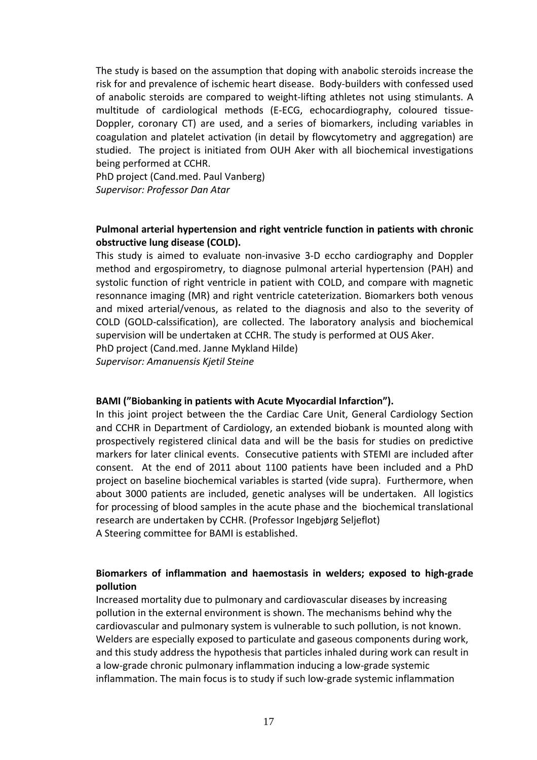The study is based on the assumption that doping with anabolic steroids increase the risk for and prevalence of ischemic heart disease. Body-builders with confessed used of anabolic steroids are compared to weight-lifting athletes not using stimulants. A multitude of cardiological methods (E-ECG, echocardiography, coloured tissue-Doppler, coronary CT) are used, and a series of biomarkers, including variables in coagulation and platelet activation (in detail by flowcytometry and aggregation) are studied. The project is initiated from OUH Aker with all biochemical investigations being performed at CCHR.
PhD project (Cand.med. Paul Vanberg)
*Supervisor: Professor Dan Atar*

**Pulmonal arterial hypertension and right ventricle function in patients with chronic obstructive lung disease (COLD).**
This study is aimed to evaluate non-invasive 3-D eccho cardiography and Doppler method and ergospirometry, to diagnose pulmonal arterial hypertension (PAH) and systolic function of right ventricle in patient with COLD, and compare with magnetic resonnance imaging (MR) and right ventricle cateterization. Biomarkers both venous and mixed arterial/venous, as related to the diagnosis and also to the severity of COLD (GOLD-calssification), are collected. The laboratory analysis and biochemical supervision will be undertaken at CCHR. The study is performed at OUS Aker.
PhD project (Cand.med. Janne Mykland Hilde)
*Supervisor: Amanuensis Kjetil Steine*

**BAMI (”Biobanking in patients with Acute Myocardial Infarction”).**
In this joint project between the the Cardiac Care Unit, General Cardiology Section and CCHR in Department of Cardiology, an extended biobank is mounted along with prospectively registered clinical data and will be the basis for studies on predictive markers for later clinical events. Consecutive patients with STEMI are included after consent. At the end of 2011 about 1100 patients have been included and a PhD project on baseline biochemical variables is started (vide supra). Furthermore, when about 3000 patients are included, genetic analyses will be undertaken. All logistics for processing of blood samples in the acute phase and the biochemical translational research are undertaken by CCHR. (Professor Ingebjørg Seljeflot)
A Steering committee for BAMI is established.

**Biomarkers of inflammation and haemostasis in welders; exposed to high-grade pollution**
Increased mortality due to pulmonary and cardiovascular diseases by increasing pollution in the external environment is shown. The mechanisms behind why the cardiovascular and pulmonary system is vulnerable to such pollution, is not known. Welders are especially exposed to particulate and gaseous components during work, and this study address the hypothesis that particles inhaled during work can result in a low-grade chronic pulmonary inflammation inducing a low-grade systemic inflammation. The main focus is to study if such low-grade systemic inflammation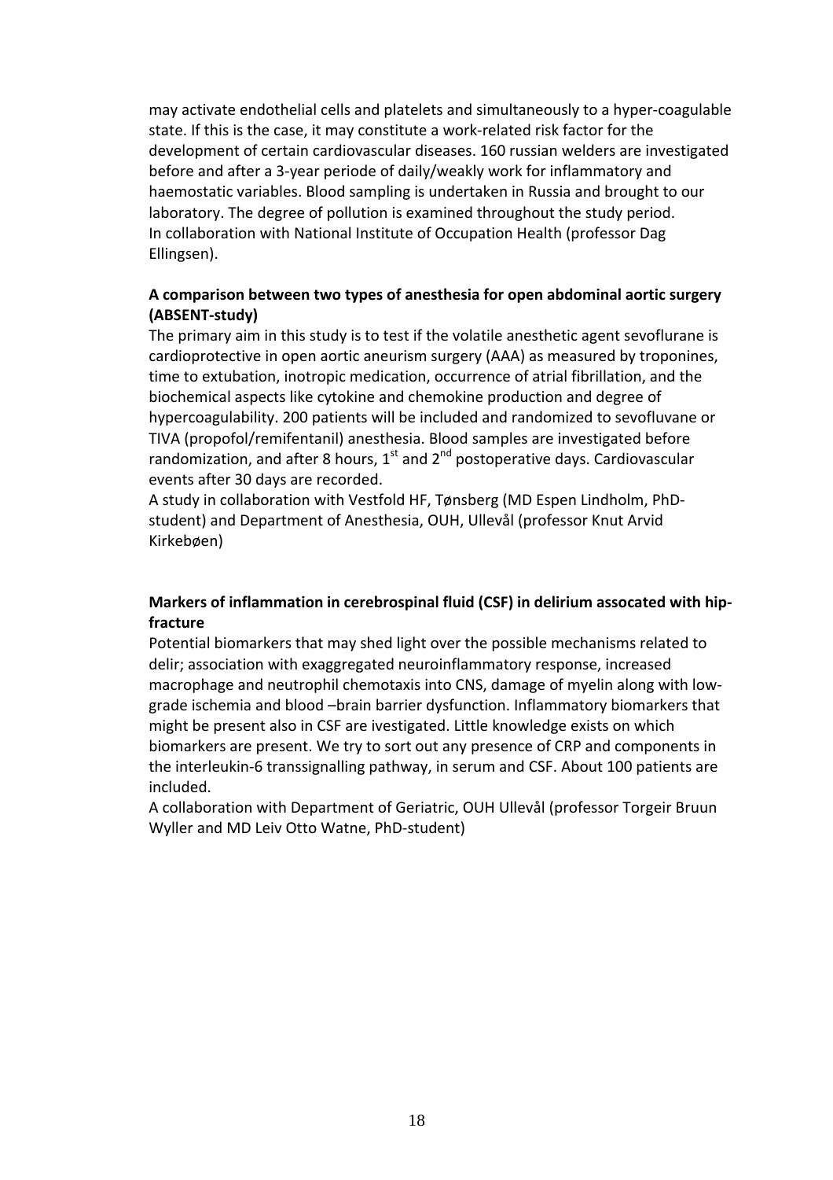may activate endothelial cells and platelets and simultaneously to a hyper-coagulable state. If this is the case, it may constitute a work-related risk factor for the development of certain cardiovascular diseases. 160 russian welders are investigated before and after a 3-year periode of daily/weakly work for inflammatory and haemostatic variables. Blood sampling is undertaken in Russia and brought to our laboratory. The degree of pollution is examined throughout the study period.
In collaboration with National Institute of Occupation Health (professor Dag Ellingsen).

**A comparison between two types of anesthesia for open abdominal aortic surgery (ABSENT-study)**

The primary aim in this study is to test if the volatile anesthetic agent sevoflurane is cardioprotective in open aortic aneurism surgery (AAA) as measured by troponines, time to extubation, inotropic medication, occurrence of atrial fibrillation, and the biochemical aspects like cytokine and chemokine production and degree of hypercoagulability. 200 patients will be included and randomized to sevofluvane or TIVA (propofol/remifentanil) anesthesia. Blood samples are investigated before randomization, and after 8 hours, 1st and 2nd postoperative days. Cardiovascular events after 30 days are recorded.
A study in collaboration with Vestfold HF, Tønsberg (MD Espen Lindholm, PhD-student) and Department of Anesthesia, OUH, Ullevål (professor Knut Arvid Kirkebøen)

**Markers of inflammation in cerebrospinal fluid (CSF) in delirium assocated with hip-fracture**

Potential biomarkers that may shed light over the possible mechanisms related to delir; association with exaggregated neuroinflammatory response, increased macrophage and neutrophil chemotaxis into CNS, damage of myelin along with low-grade ischemia and blood –brain barrier dysfunction. Inflammatory biomarkers that might be present also in CSF are ivestigated. Little knowledge exists on which biomarkers are present. We try to sort out any presence of CRP and components in the interleukin-6 transsignalling pathway, in serum and CSF. About 100 patients are included.
A collaboration with Department of Geriatric, OUH Ullevål (professor Torgeir Bruun Wyller and MD Leiv Otto Watne, PhD-student)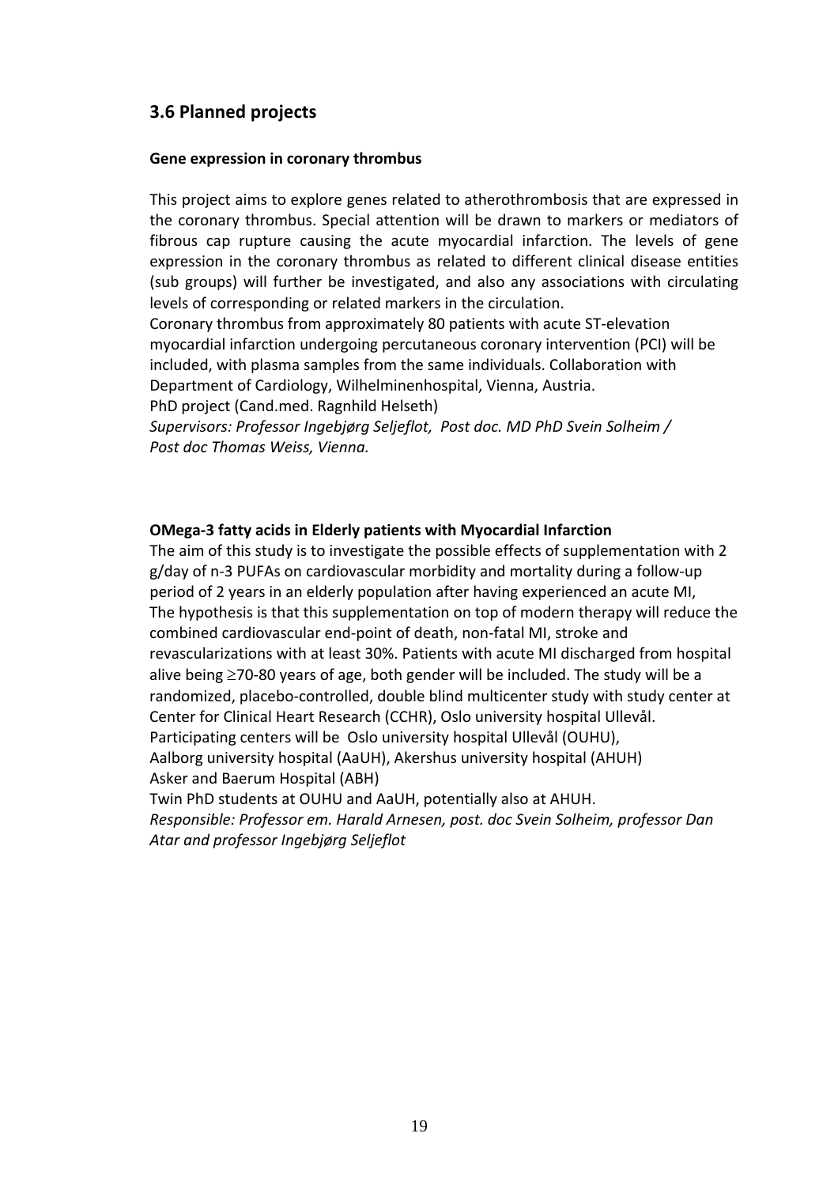## 3.6 Planned projects

**Gene expression in coronary thrombus**

This project aims to explore genes related to atherothrombosis that are expressed in the coronary thrombus. Special attention will be drawn to markers or mediators of fibrous cap rupture causing the acute myocardial infarction. The levels of gene expression in the coronary thrombus as related to different clinical disease entities (sub groups) will further be investigated, and also any associations with circulating levels of corresponding or related markers in the circulation.
Coronary thrombus from approximately 80 patients with acute ST-elevation myocardial infarction undergoing percutaneous coronary intervention (PCI) will be included, with plasma samples from the same individuals. Collaboration with Department of Cardiology, Wilhelminenhospital, Vienna, Austria.
PhD project (Cand.med. Ragnhild Helseth)
*Supervisors: Professor Ingebjørg Seljeflot, Post doc. MD PhD Svein Solheim / Post doc Thomas Weiss, Vienna.*

**OMega-3 fatty acids in Elderly patients with Myocardial Infarction**
The aim of this study is to investigate the possible effects of supplementation with 2 g/day of n-3 PUFAs on cardiovascular morbidity and mortality during a follow-up period of 2 years in an elderly population after having experienced an acute MI,
The hypothesis is that this supplementation on top of modern therapy will reduce the combined cardiovascular end-point of death, non-fatal MI, stroke and revascularizations with at least 30%. Patients with acute MI discharged from hospital alive being ≥70-80 years of age, both gender will be included. The study will be a randomized, placebo-controlled, double blind multicenter study with study center at Center for Clinical Heart Research (CCHR), Oslo university hospital Ullevål.
Participating centers will be Oslo university hospital Ullevål (OUHU),
Aalborg university hospital (AaUH), Akershus university hospital (AHUH)
Asker and Baerum Hospital (ABH)
Twin PhD students at OUHU and AaUH, potentially also at AHUH.
*Responsible: Professor em. Harald Arnesen, post. doc Svein Solheim, professor Dan Atar and professor Ingebjørg Seljeflot*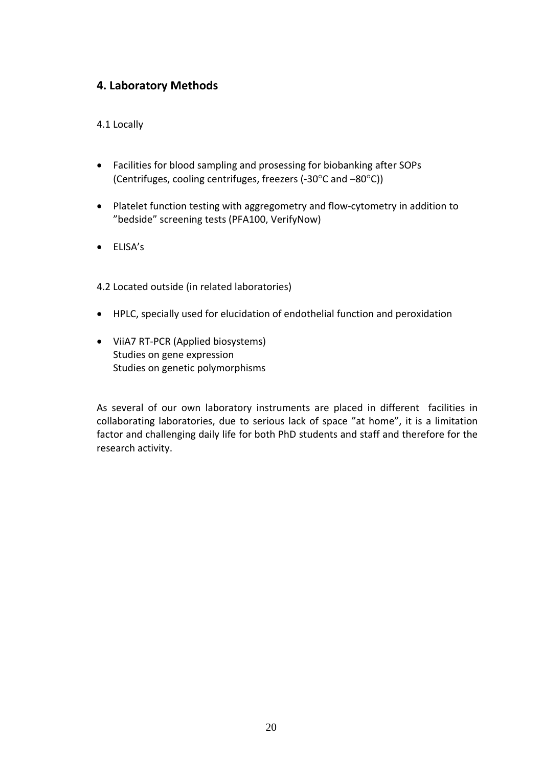## 4. Laboratory Methods

4.1 Locally

- Facilities for blood sampling and prosessing for biobanking after SOPs (Centrifuges, cooling centrifuges, freezers (-30°C and –80°C))
- Platelet function testing with aggregometry and flow-cytometry in addition to ”bedside” screening tests (PFA100, VerifyNow)
- ELISA's

4.2 Located outside (in related laboratories)

- HPLC, specially used for elucidation of endothelial function and peroxidation
- ViiA7 RT-PCR (Applied biosystems)
  Studies on gene expression
  Studies on genetic polymorphisms

As several of our own laboratory instruments are placed in different facilities in collaborating laboratories, due to serious lack of space ”at home”, it is a limitation factor and challenging daily life for both PhD students and staff and therefore for the research activity.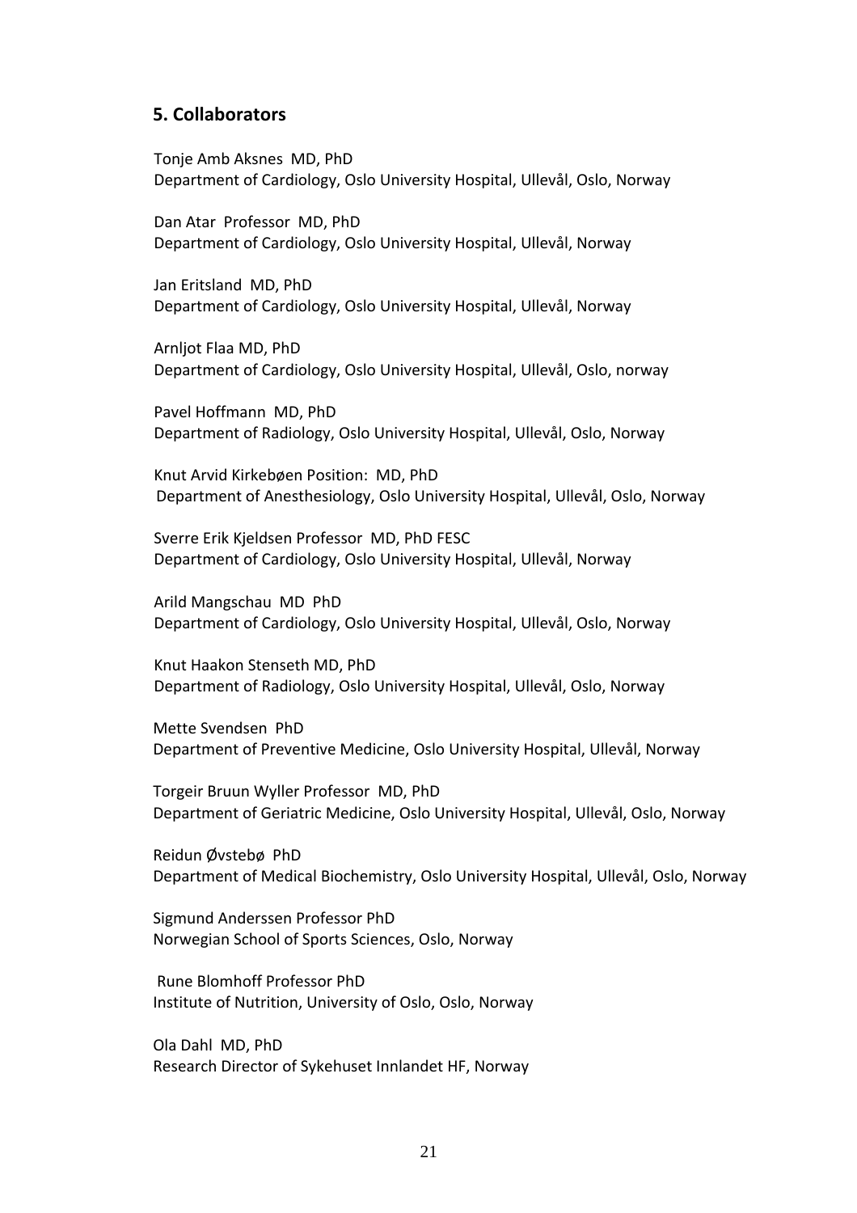## 5. Collaborators

Tonje Amb Aksnes MD, PhD
Department of Cardiology, Oslo University Hospital, Ullevål, Oslo, Norway

Dan Atar Professor MD, PhD
Department of Cardiology, Oslo University Hospital, Ullevål, Norway

Jan Eritsland MD, PhD
Department of Cardiology, Oslo University Hospital, Ullevål, Norway

Arnljot Flaa MD, PhD
Department of Cardiology, Oslo University Hospital, Ullevål, Oslo, norway

Pavel Hoffmann MD, PhD
Department of Radiology, Oslo University Hospital, Ullevål, Oslo, Norway

Knut Arvid Kirkebøen Position: MD, PhD
Department of Anesthesiology, Oslo University Hospital, Ullevål, Oslo, Norway

Sverre Erik Kjeldsen Professor MD, PhD FESC
Department of Cardiology, Oslo University Hospital, Ullevål, Norway

Arild Mangschau MD PhD
Department of Cardiology, Oslo University Hospital, Ullevål, Oslo, Norway

Knut Haakon Stenseth MD, PhD
Department of Radiology, Oslo University Hospital, Ullevål, Oslo, Norway

Mette Svendsen PhD
Department of Preventive Medicine, Oslo University Hospital, Ullevål, Norway

Torgeir Bruun Wyller Professor MD, PhD
Department of Geriatric Medicine, Oslo University Hospital, Ullevål, Oslo, Norway

Reidun Øvstebø PhD
Department of Medical Biochemistry, Oslo University Hospital, Ullevål, Oslo, Norway

Sigmund Anderssen Professor PhD
Norwegian School of Sports Sciences, Oslo, Norway

Rune Blomhoff Professor PhD
Institute of Nutrition, University of Oslo, Oslo, Norway

Ola Dahl MD, PhD
Research Director of Sykehuset Innlandet HF, Norway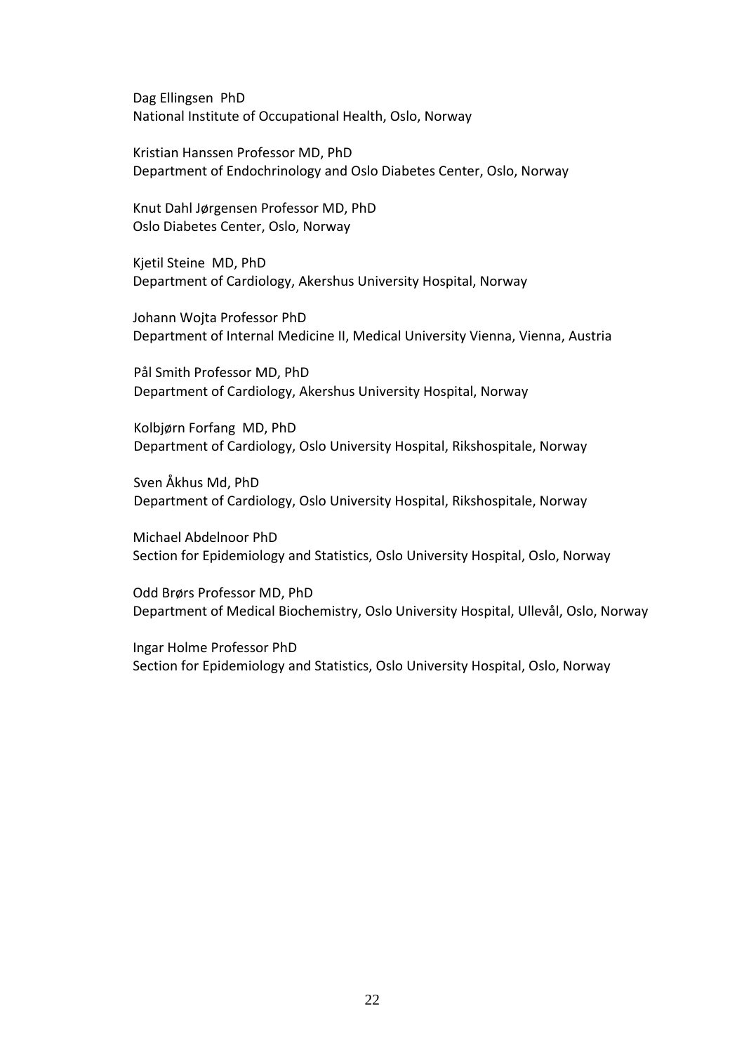Dag Ellingsen PhD
National Institute of Occupational Health, Oslo, Norway

Kristian Hanssen Professor MD, PhD
Department of Endochrinology and Oslo Diabetes Center, Oslo, Norway

Knut Dahl Jørgensen Professor MD, PhD
Oslo Diabetes Center, Oslo, Norway

Kjetil Steine MD, PhD
Department of Cardiology, Akershus University Hospital, Norway

Johann Wojta Professor PhD
Department of Internal Medicine II, Medical University Vienna, Vienna, Austria

Pål Smith Professor MD, PhD
Department of Cardiology, Akershus University Hospital, Norway

Kolbjørn Forfang MD, PhD
Department of Cardiology, Oslo University Hospital, Rikshospitale, Norway

Sven Åkhus Md, PhD
Department of Cardiology, Oslo University Hospital, Rikshospitale, Norway

Michael Abdelnoor PhD
Section for Epidemiology and Statistics, Oslo University Hospital, Oslo, Norway

Odd Brørs Professor MD, PhD
Department of Medical Biochemistry, Oslo University Hospital, Ullevål, Oslo, Norway

Ingar Holme Professor PhD
Section for Epidemiology and Statistics, Oslo University Hospital, Oslo, Norway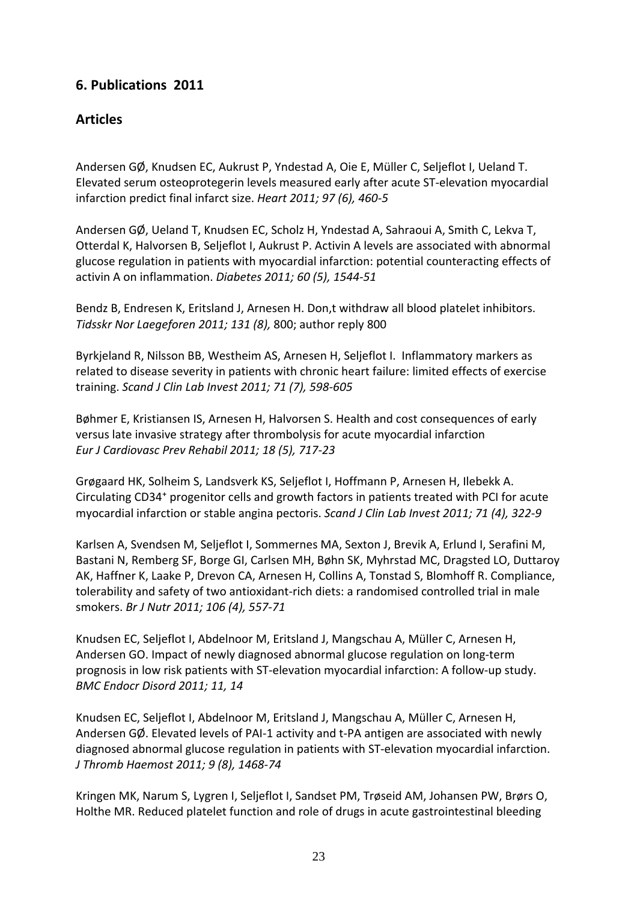## 6. Publications 2011

## Articles

Andersen GØ, Knudsen EC, Aukrust P, Yndestad A, Oie E, Müller C, Seljeflot I, Ueland T. Elevated serum osteoprotegerin levels measured early after acute ST-elevation myocardial infarction predict final infarct size. *Heart 2011; 97 (6), 460-5*

Andersen GØ, Ueland T, Knudsen EC, Scholz H, Yndestad A, Sahraoui A, Smith C, Lekva T, Otterdal K, Halvorsen B, Seljeflot I, Aukrust P. Activin A levels are associated with abnormal glucose regulation in patients with myocardial infarction: potential counteracting effects of activin A on inflammation. *Diabetes 2011; 60 (5), 1544-51*

Bendz B, Endresen K, Eritsland J, Arnesen H. Don,t withdraw all blood platelet inhibitors. *Tidsskr Nor Laegeforen 2011; 131 (8),* 800; author reply 800

Byrkjeland R, Nilsson BB, Westheim AS, Arnesen H, Seljeflot I. Inflammatory markers as related to disease severity in patients with chronic heart failure: limited effects of exercise training. *Scand J Clin Lab Invest 2011; 71 (7), 598-605*

Bøhmer E, Kristiansen IS, Arnesen H, Halvorsen S. Health and cost consequences of early versus late invasive strategy after thrombolysis for acute myocardial infarction *Eur J Cardiovasc Prev Rehabil 2011; 18 (5), 717-23*

Grøgaard HK, Solheim S, Landsverk KS, Seljeflot I, Hoffmann P, Arnesen H, Ilebekk A. Circulating CD34$^{+}$ progenitor cells and growth factors in patients treated with PCI for acute myocardial infarction or stable angina pectoris. *Scand J Clin Lab Invest 2011; 71 (4), 322-9*

Karlsen A, Svendsen M, Seljeflot I, Sommernes MA, Sexton J, Brevik A, Erlund I, Serafini M, Bastani N, Remberg SF, Borge GI, Carlsen MH, Bøhn SK, Myhrstad MC, Dragsted LO, Duttaroy AK, Haffner K, Laake P, Drevon CA, Arnesen H, Collins A, Tonstad S, Blomhoff R. Compliance, tolerability and safety of two antioxidant-rich diets: a randomised controlled trial in male smokers. *Br J Nutr 2011; 106 (4), 557-71*

Knudsen EC, Seljeflot I, Abdelnoor M, Eritsland J, Mangschau A, Müller C, Arnesen H, Andersen GO. Impact of newly diagnosed abnormal glucose regulation on long-term prognosis in low risk patients with ST-elevation myocardial infarction: A follow-up study. *BMC Endocr Disord 2011; 11, 14*

Knudsen EC, Seljeflot I, Abdelnoor M, Eritsland J, Mangschau A, Müller C, Arnesen H, Andersen GØ. Elevated levels of PAI-1 activity and t-PA antigen are associated with newly diagnosed abnormal glucose regulation in patients with ST-elevation myocardial infarction. *J Thromb Haemost 2011; 9 (8), 1468-74*

Kringen MK, Narum S, Lygren I, Seljeflot I, Sandset PM, Trøseid AM, Johansen PW, Brørs O, Holthe MR. Reduced platelet function and role of drugs in acute gastrointestinal bleeding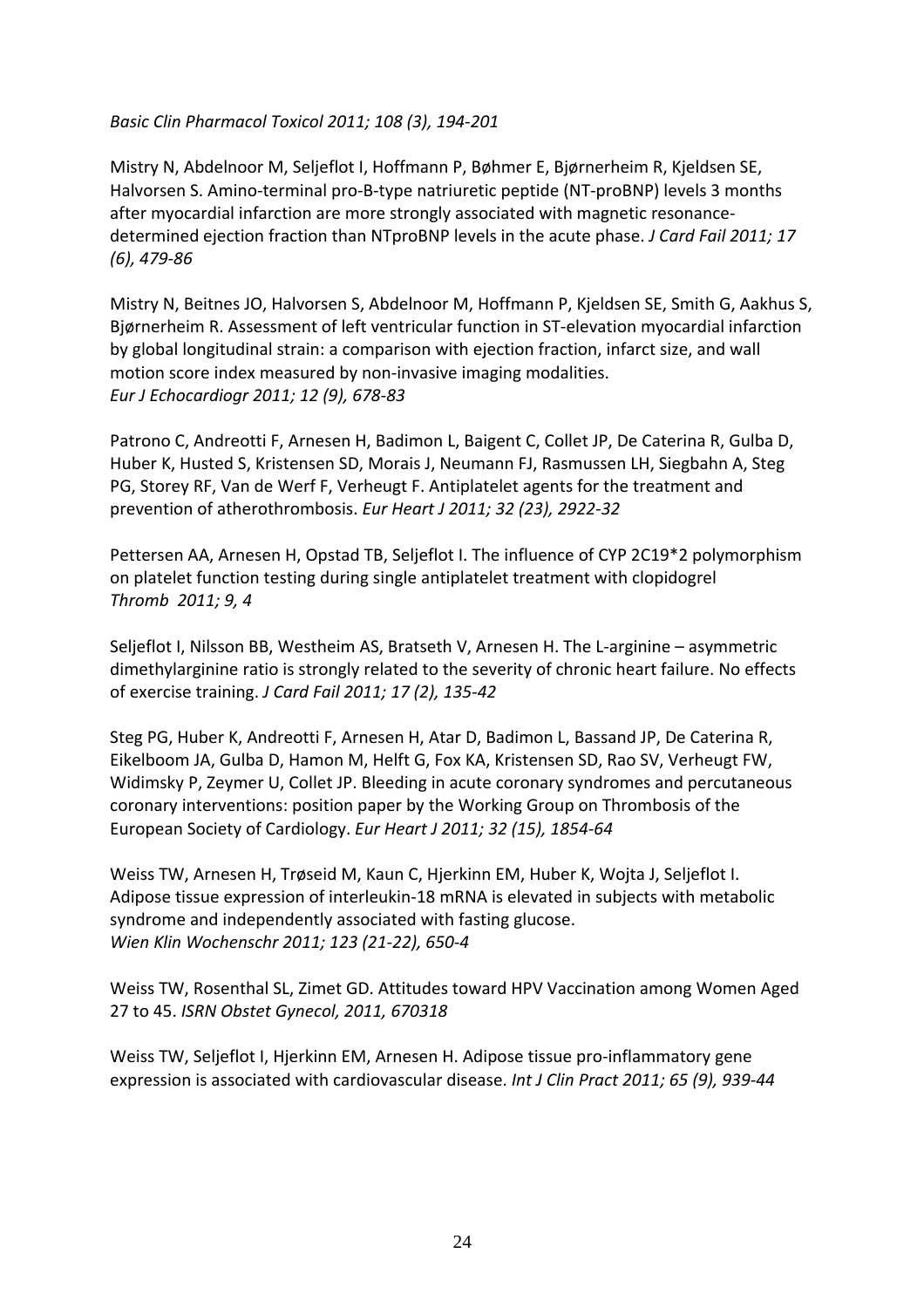*Basic Clin Pharmacol Toxicol 2011; 108 (3), 194-201*

Mistry N, Abdelnoor M, Seljeflot I, Hoffmann P, Bøhmer E, Bjørnerheim R, Kjeldsen SE, Halvorsen S. Amino-terminal pro-B-type natriuretic peptide (NT-proBNP) levels 3 months after myocardial infarction are more strongly associated with magnetic resonance-determined ejection fraction than NTproBNP levels in the acute phase. *J Card Fail 2011; 17 (6), 479-86*

Mistry N, Beitnes JO, Halvorsen S, Abdelnoor M, Hoffmann P, Kjeldsen SE, Smith G, Aakhus S, Bjørnerheim R. Assessment of left ventricular function in ST-elevation myocardial infarction by global longitudinal strain: a comparison with ejection fraction, infarct size, and wall motion score index measured by non-invasive imaging modalities. *Eur J Echocardiogr 2011; 12 (9), 678-83*

Patrono C, Andreotti F, Arnesen H, Badimon L, Baigent C, Collet JP, De Caterina R, Gulba D, Huber K, Husted S, Kristensen SD, Morais J, Neumann FJ, Rasmussen LH, Siegbahn A, Steg PG, Storey RF, Van de Werf F, Verheugt F. Antiplatelet agents for the treatment and prevention of atherothrombosis. *Eur Heart J 2011; 32 (23), 2922-32*

Pettersen AA, Arnesen H, Opstad TB, Seljeflot I. The influence of CYP 2C19*2 polymorphism on platelet function testing during single antiplatelet treatment with clopidogrel *Thromb 2011; 9, 4*

Seljeflot I, Nilsson BB, Westheim AS, Bratseth V, Arnesen H. The L-arginine – asymmetric dimethylarginine ratio is strongly related to the severity of chronic heart failure. No effects of exercise training. *J Card Fail 2011; 17 (2), 135-42*

Steg PG, Huber K, Andreotti F, Arnesen H, Atar D, Badimon L, Bassand JP, De Caterina R, Eikelboom JA, Gulba D, Hamon M, Helft G, Fox KA, Kristensen SD, Rao SV, Verheugt FW, Widimsky P, Zeymer U, Collet JP. Bleeding in acute coronary syndromes and percutaneous coronary interventions: position paper by the Working Group on Thrombosis of the European Society of Cardiology. *Eur Heart J 2011; 32 (15), 1854-64*

Weiss TW, Arnesen H, Trøseid M, Kaun C, Hjerkinn EM, Huber K, Wojta J, Seljeflot I. Adipose tissue expression of interleukin-18 mRNA is elevated in subjects with metabolic syndrome and independently associated with fasting glucose. *Wien Klin Wochenschr 2011; 123 (21-22), 650-4*

Weiss TW, Rosenthal SL, Zimet GD. Attitudes toward HPV Vaccination among Women Aged 27 to 45. *ISRN Obstet Gynecol, 2011, 670318*

Weiss TW, Seljeflot I, Hjerkinn EM, Arnesen H. Adipose tissue pro-inflammatory gene expression is associated with cardiovascular disease. *Int J Clin Pract 2011; 65 (9), 939-44*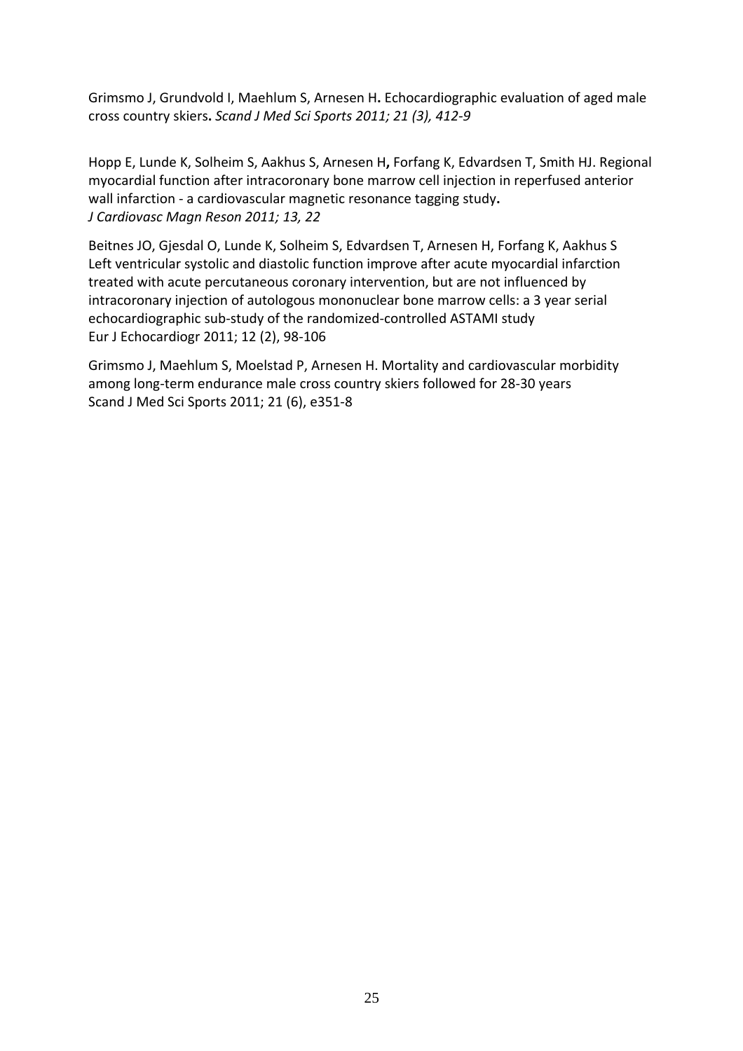Grimsmo J, Grundvold I, Maehlum S, Arnesen H**.** Echocardiographic evaluation of aged male cross country skiers**.** *Scand J Med Sci Sports 2011; 21 (3), 412-9*

Hopp E, Lunde K, Solheim S, Aakhus S, Arnesen H**,** Forfang K, Edvardsen T, Smith HJ. Regional myocardial function after intracoronary bone marrow cell injection in reperfused anterior wall infarction - a cardiovascular magnetic resonance tagging study**.**
*J Cardiovasc Magn Reson 2011; 13, 22*

Beitnes JO, Gjesdal O, Lunde K, Solheim S, Edvardsen T, Arnesen H, Forfang K, Aakhus S
Left ventricular systolic and diastolic function improve after acute myocardial infarction treated with acute percutaneous coronary intervention, but are not influenced by intracoronary injection of autologous mononuclear bone marrow cells: a 3 year serial echocardiographic sub-study of the randomized-controlled ASTAMI study
Eur J Echocardiogr 2011; 12 (2), 98-106

Grimsmo J, Maehlum S, Moelstad P, Arnesen H. Mortality and cardiovascular morbidity among long-term endurance male cross country skiers followed for 28-30 years
Scand J Med Sci Sports 2011; 21 (6), e351-8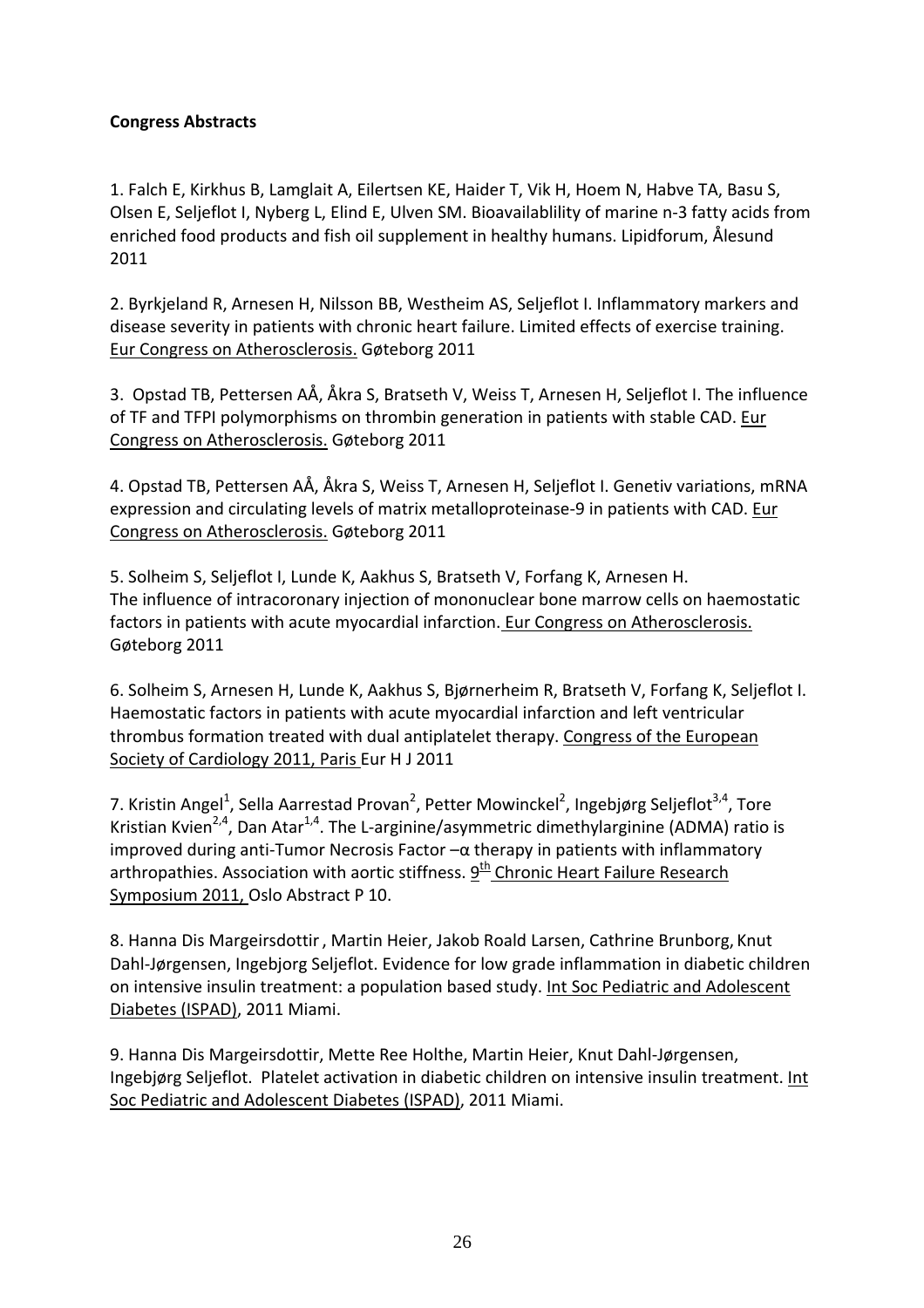**Congress Abstracts**

1. Falch E, Kirkhus B, Lamglait A, Eilertsen KE, Haider T, Vik H, Hoem N, Habve TA, Basu S, Olsen E, Seljeflot I, Nyberg L, Elind E, Ulven SM. Bioavailablility of marine n-3 fatty acids from enriched food products and fish oil supplement in healthy humans. Lipidforum, Ålesund 2011

2. Byrkjeland R, Arnesen H, Nilsson BB, Westheim AS, Seljeflot I. Inflammatory markers and disease severity in patients with chronic heart failure. Limited effects of exercise training. Eur Congress on Atherosclerosis. Gøteborg 2011

3. Opstad TB, Pettersen AÅ, Åkra S, Bratseth V, Weiss T, Arnesen H, Seljeflot I. The influence of TF and TFPI polymorphisms on thrombin generation in patients with stable CAD. Eur Congress on Atherosclerosis. Gøteborg 2011

4. Opstad TB, Pettersen AÅ, Åkra S, Weiss T, Arnesen H, Seljeflot I. Genetiv variations, mRNA expression and circulating levels of matrix metalloproteinase-9 in patients with CAD. Eur Congress on Atherosclerosis. Gøteborg 2011

5. Solheim S, Seljeflot I, Lunde K, Aakhus S, Bratseth V, Forfang K, Arnesen H. The influence of intracoronary injection of mononuclear bone marrow cells on haemostatic factors in patients with acute myocardial infarction. Eur Congress on Atherosclerosis. Gøteborg 2011

6. Solheim S, Arnesen H, Lunde K, Aakhus S, Bjørnerheim R, Bratseth V, Forfang K, Seljeflot I. Haemostatic factors in patients with acute myocardial infarction and left ventricular thrombus formation treated with dual antiplatelet therapy. Congress of the European Society of Cardiology 2011, Paris Eur H J 2011

7. Kristin Angel[1], Sella Aarrestad Provan[2], Petter Mowinckel[2], Ingebjørg Seljeflot[3,4], Tore Kristian Kvien[2,4], Dan Atar[1,4]. The L-arginine/asymmetric dimethylarginine (ADMA) ratio is improved during anti-Tumor Necrosis Factor –α therapy in patients with inflammatory arthropathies. Association with aortic stiffness. 9th Chronic Heart Failure Research Symposium 2011, Oslo Abstract P 10.

8. Hanna Dis Margeirsdottir , Martin Heier, Jakob Roald Larsen, Cathrine Brunborg, Knut Dahl-Jørgensen, Ingebjorg Seljeflot. Evidence for low grade inflammation in diabetic children on intensive insulin treatment: a population based study. Int Soc Pediatric and Adolescent Diabetes (ISPAD), 2011 Miami.

9. Hanna Dis Margeirsdottir, Mette Ree Holthe, Martin Heier, Knut Dahl-Jørgensen, Ingebjørg Seljeflot. Platelet activation in diabetic children on intensive insulin treatment. Int Soc Pediatric and Adolescent Diabetes (ISPAD), 2011 Miami.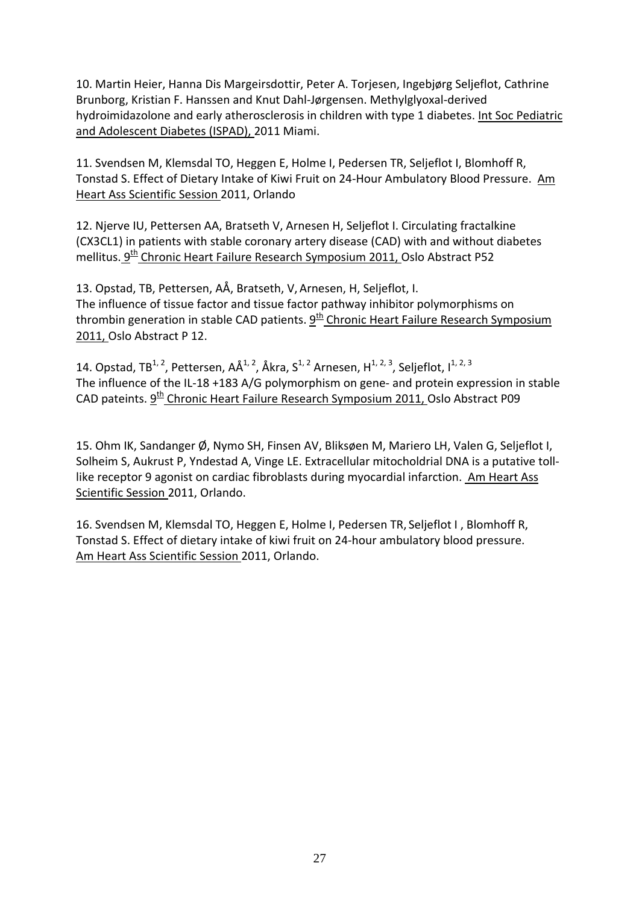10. Martin Heier, Hanna Dis Margeirsdottir, Peter A. Torjesen, Ingebjørg Seljeflot, Cathrine Brunborg, Kristian F. Hanssen and Knut Dahl-Jørgensen. Methylglyoxal-derived hydroimidazolone and early atherosclerosis in children with type 1 diabetes. Int Soc Pediatric and Adolescent Diabetes (ISPAD), 2011 Miami.

11. Svendsen M, Klemsdal TO, Heggen E, Holme I, Pedersen TR, Seljeflot I, Blomhoff R, Tonstad S. Effect of Dietary Intake of Kiwi Fruit on 24-Hour Ambulatory Blood Pressure. Am Heart Ass Scientific Session 2011, Orlando

12. Njerve IU, Pettersen AA, Bratseth V, Arnesen H, Seljeflot I. Circulating fractalkine (CX3CL1) in patients with stable coronary artery disease (CAD) with and without diabetes mellitus. 9th Chronic Heart Failure Research Symposium 2011, Oslo Abstract P52

13. Opstad, TB, Pettersen, AÅ, Bratseth, V, Arnesen, H, Seljeflot, I.
The influence of tissue factor and tissue factor pathway inhibitor polymorphisms on thrombin generation in stable CAD patients. 9th Chronic Heart Failure Research Symposium 2011, Oslo Abstract P 12.

14. Opstad, TB[1, 2], Pettersen, AÅ[1, 2], Åkra, S[1, 2] Arnesen, H[1, 2, 3], Seljeflot, I[1, 2, 3]
The influence of the IL-18 +183 A/G polymorphism on gene- and protein expression in stable CAD pateints. 9th Chronic Heart Failure Research Symposium 2011, Oslo Abstract P09

15. Ohm IK, Sandanger Ø, Nymo SH, Finsen AV, Bliksøen M, Mariero LH, Valen G, Seljeflot I, Solheim S, Aukrust P, Yndestad A, Vinge LE. Extracellular mitocholdrial DNA is a putative toll-like receptor 9 agonist on cardiac fibroblasts during myocardial infarction. Am Heart Ass Scientific Session 2011, Orlando.

16. Svendsen M, Klemsdal TO, Heggen E, Holme I, Pedersen TR, Seljeflot I , Blomhoff R, Tonstad S. Effect of dietary intake of kiwi fruit on 24-hour ambulatory blood pressure. Am Heart Ass Scientific Session 2011, Orlando.